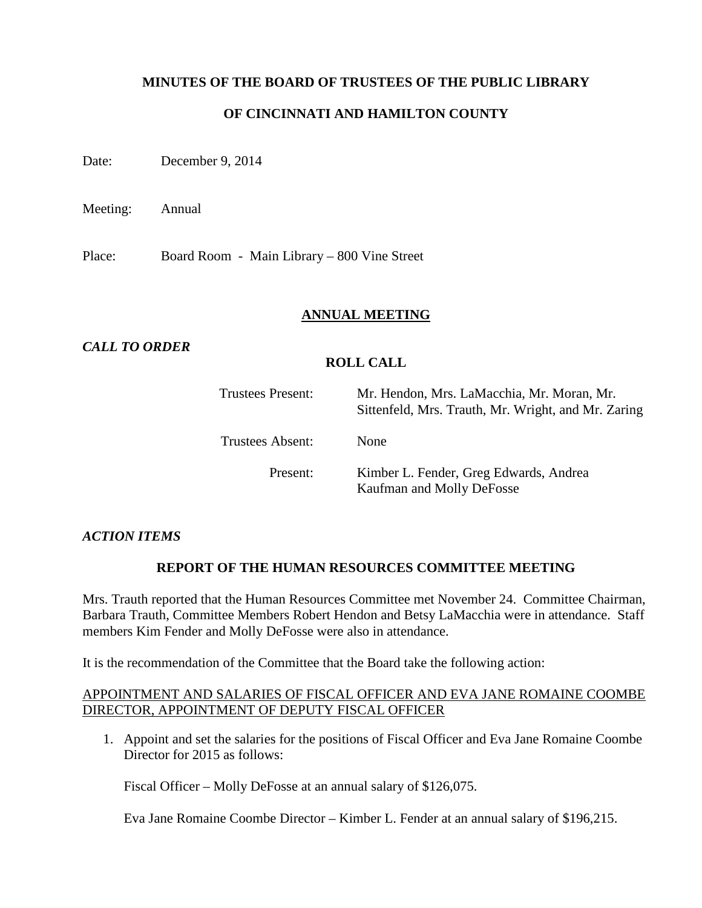**MINUTES OF THE BOARD OF TRUSTEES OF THE PUBLIC LIBRARY**

**OF CINCINNATI AND HAMILTON COUNTY**

Date: December 9, 2014

Meeting: Annual

Place: Board Room - Main Library – 800 Vine Street

## ANNUAL MEETING

*CALL TO ORDER*

**ROLL CALL**

Trustees Present: Mr. Hendon, Mrs. LaMacchia, Mr. Moran, Mr. Sittenfeld, Mrs. Trauth, Mr. Wright, and Mr. Zaring

Trustees Absent: None

Present: Kimber L. Fender, Greg Edwards, Andrea Kaufman and Molly DeFosse

*ACTION ITEMS*

**REPORT OF THE HUMAN RESOURCES COMMITTEE MEETING**

Mrs. Trauth reported that the Human Resources Committee met November 24. Committee Chairman, Barbara Trauth, Committee Members Robert Hendon and Betsy LaMacchia were in attendance. Staff members Kim Fender and Molly DeFosse were also in attendance.

It is the recommendation of the Committee that the Board take the following action:

APPOINTMENT AND SALARIES OF FISCAL OFFICER AND EVA JANE ROMAINE COOMBE DIRECTOR, APPOINTMENT OF DEPUTY FISCAL OFFICER

1. Appoint and set the salaries for the positions of Fiscal Officer and Eva Jane Romaine Coombe Director for 2015 as follows:

   Fiscal Officer – Molly DeFosse at an annual salary of $126,075.

   Eva Jane Romaine Coombe Director – Kimber L. Fender at an annual salary of $196,215.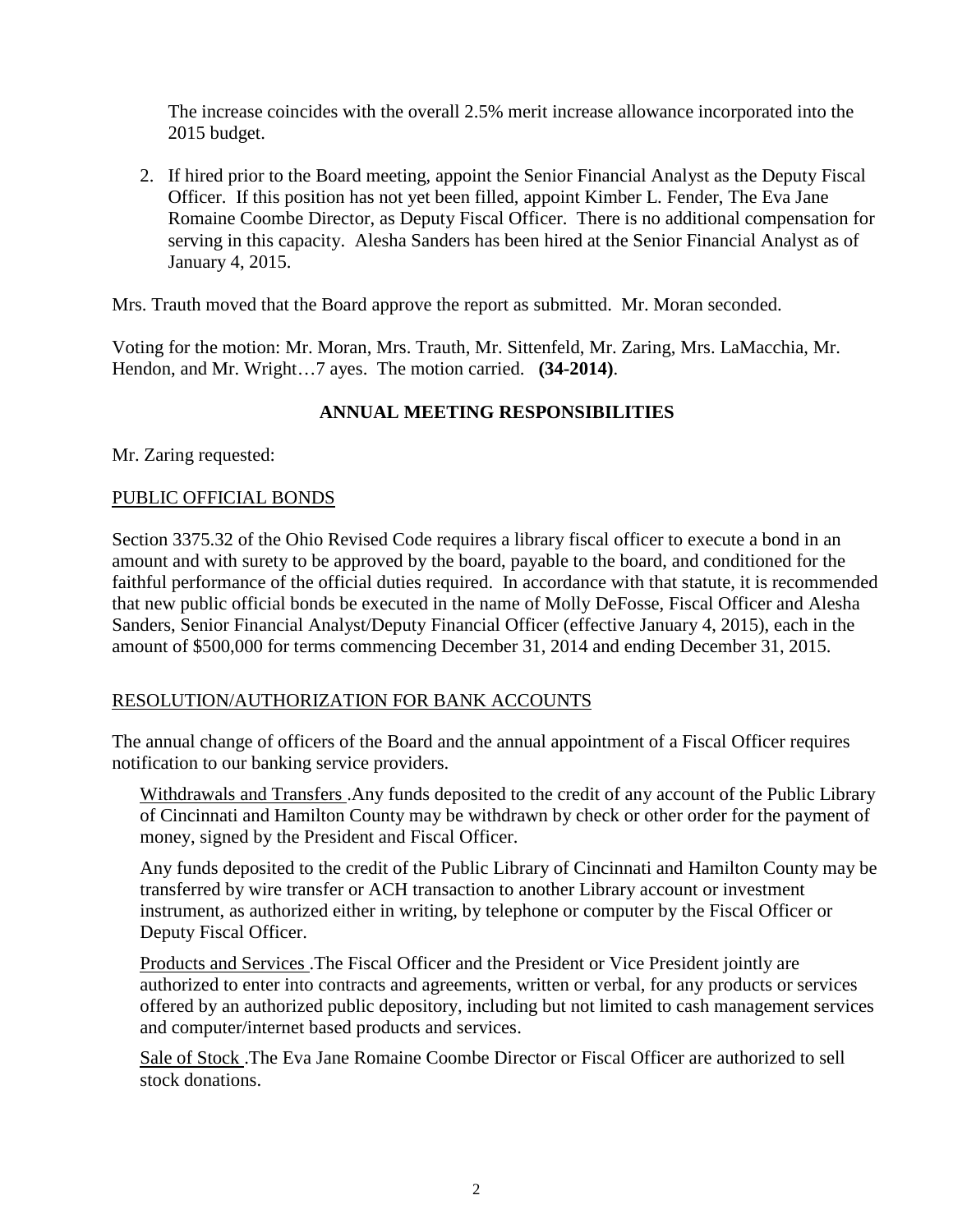The increase coincides with the overall 2.5% merit increase allowance incorporated into the 2015 budget.

2. If hired prior to the Board meeting, appoint the Senior Financial Analyst as the Deputy Fiscal Officer. If this position has not yet been filled, appoint Kimber L. Fender, The Eva Jane Romaine Coombe Director, as Deputy Fiscal Officer. There is no additional compensation for serving in this capacity. Alesha Sanders has been hired at the Senior Financial Analyst as of January 4, 2015.

Mrs. Trauth moved that the Board approve the report as submitted. Mr. Moran seconded.

Voting for the motion: Mr. Moran, Mrs. Trauth, Mr. Sittenfeld, Mr. Zaring, Mrs. LaMacchia, Mr. Hendon, and Mr. Wright…7 ayes. The motion carried. **(34-2014)**.

## ANNUAL MEETING RESPONSIBILITIES

Mr. Zaring requested:

### PUBLIC OFFICIAL BONDS

Section 3375.32 of the Ohio Revised Code requires a library fiscal officer to execute a bond in an amount and with surety to be approved by the board, payable to the board, and conditioned for the faithful performance of the official duties required. In accordance with that statute, it is recommended that new public official bonds be executed in the name of Molly DeFosse, Fiscal Officer and Alesha Sanders, Senior Financial Analyst/Deputy Financial Officer (effective January 4, 2015), each in the amount of $500,000 for terms commencing December 31, 2014 and ending December 31, 2015.

### RESOLUTION/AUTHORIZATION FOR BANK ACCOUNTS

The annual change of officers of the Board and the annual appointment of a Fiscal Officer requires notification to our banking service providers.

Withdrawals and Transfers .Any funds deposited to the credit of any account of the Public Library of Cincinnati and Hamilton County may be withdrawn by check or other order for the payment of money, signed by the President and Fiscal Officer.

Any funds deposited to the credit of the Public Library of Cincinnati and Hamilton County may be transferred by wire transfer or ACH transaction to another Library account or investment instrument, as authorized either in writing, by telephone or computer by the Fiscal Officer or Deputy Fiscal Officer.

Products and Services .The Fiscal Officer and the President or Vice President jointly are authorized to enter into contracts and agreements, written or verbal, for any products or services offered by an authorized public depository, including but not limited to cash management services and computer/internet based products and services.

Sale of Stock .The Eva Jane Romaine Coombe Director or Fiscal Officer are authorized to sell stock donations.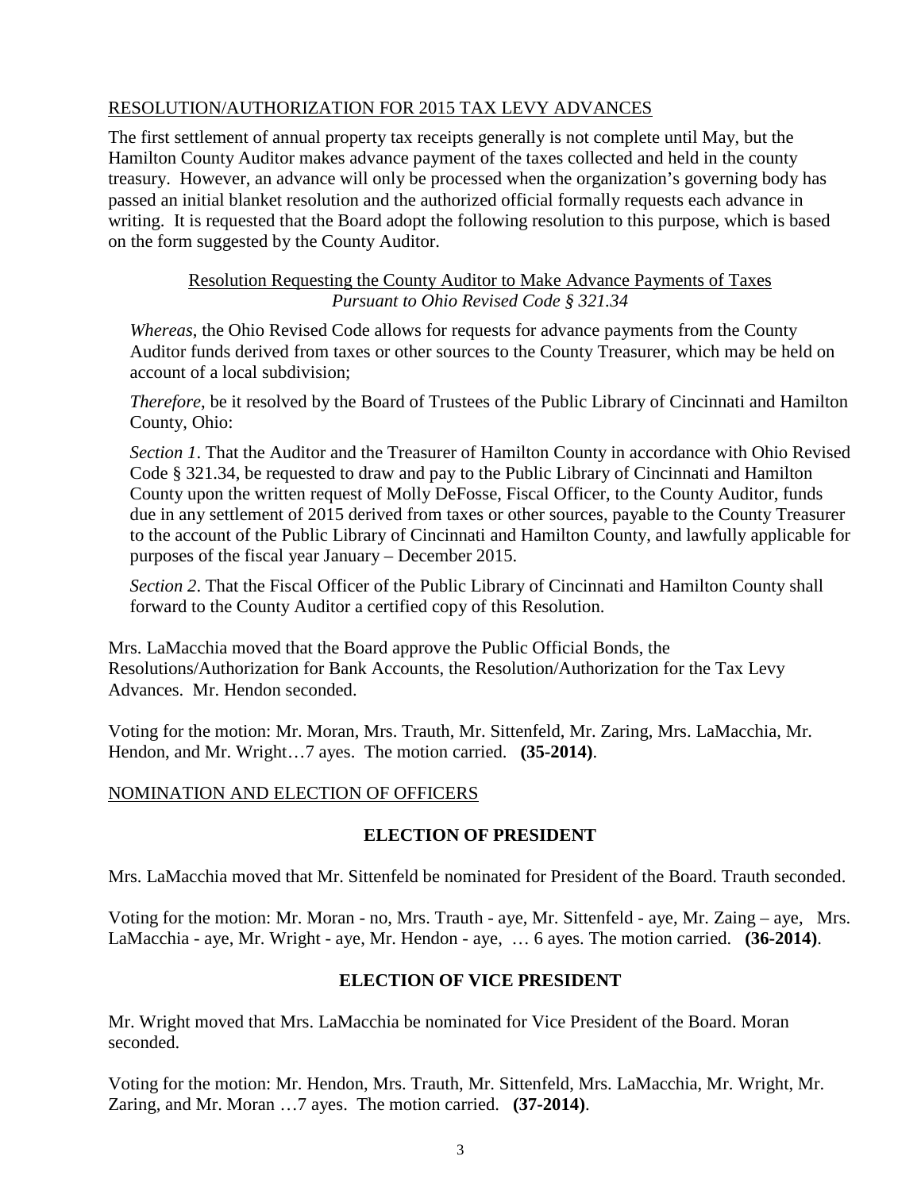RESOLUTION/AUTHORIZATION FOR 2015 TAX LEVY ADVANCES

The first settlement of annual property tax receipts generally is not complete until May, but the Hamilton County Auditor makes advance payment of the taxes collected and held in the county treasury. However, an advance will only be processed when the organization's governing body has passed an initial blanket resolution and the authorized official formally requests each advance in writing. It is requested that the Board adopt the following resolution to this purpose, which is based on the form suggested by the County Auditor.

Resolution Requesting the County Auditor to Make Advance Payments of Taxes
*Pursuant to Ohio Revised Code § 321.34*

*Whereas*, the Ohio Revised Code allows for requests for advance payments from the County Auditor funds derived from taxes or other sources to the County Treasurer, which may be held on account of a local subdivision;

*Therefore*, be it resolved by the Board of Trustees of the Public Library of Cincinnati and Hamilton County, Ohio:

*Section 1*. That the Auditor and the Treasurer of Hamilton County in accordance with Ohio Revised Code § 321.34, be requested to draw and pay to the Public Library of Cincinnati and Hamilton County upon the written request of Molly DeFosse, Fiscal Officer, to the County Auditor, funds due in any settlement of 2015 derived from taxes or other sources, payable to the County Treasurer to the account of the Public Library of Cincinnati and Hamilton County, and lawfully applicable for purposes of the fiscal year January – December 2015.

*Section 2*. That the Fiscal Officer of the Public Library of Cincinnati and Hamilton County shall forward to the County Auditor a certified copy of this Resolution.

Mrs. LaMacchia moved that the Board approve the Public Official Bonds, the Resolutions/Authorization for Bank Accounts, the Resolution/Authorization for the Tax Levy Advances. Mr. Hendon seconded.

Voting for the motion: Mr. Moran, Mrs. Trauth, Mr. Sittenfeld, Mr. Zaring, Mrs. LaMacchia, Mr. Hendon, and Mr. Wright…7 ayes. The motion carried. **(35-2014)**.

NOMINATION AND ELECTION OF OFFICERS

**ELECTION OF PRESIDENT**

Mrs. LaMacchia moved that Mr. Sittenfeld be nominated for President of the Board. Trauth seconded.

Voting for the motion: Mr. Moran - no, Mrs. Trauth - aye, Mr. Sittenfeld - aye, Mr. Zaing – aye, Mrs. LaMacchia - aye, Mr. Wright - aye, Mr. Hendon - aye, … 6 ayes. The motion carried. **(36-2014)**.

**ELECTION OF VICE PRESIDENT**

Mr. Wright moved that Mrs. LaMacchia be nominated for Vice President of the Board. Moran seconded.

Voting for the motion: Mr. Hendon, Mrs. Trauth, Mr. Sittenfeld, Mrs. LaMacchia, Mr. Wright, Mr. Zaring, and Mr. Moran …7 ayes. The motion carried. **(37-2014)**.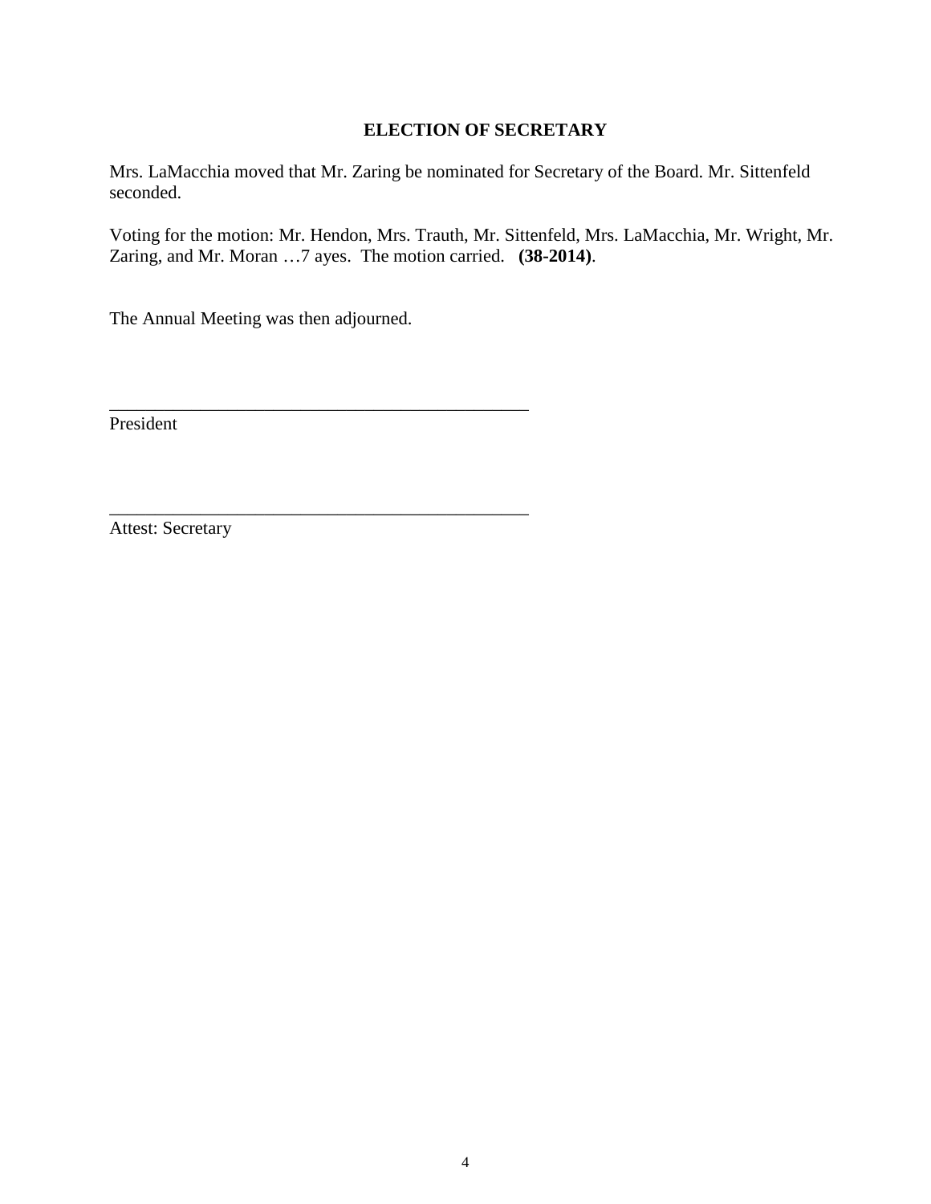## ELECTION OF SECRETARY

Mrs. LaMacchia moved that Mr. Zaring be nominated for Secretary of the Board. Mr. Sittenfeld seconded.

Voting for the motion: Mr. Hendon, Mrs. Trauth, Mr. Sittenfeld, Mrs. LaMacchia, Mr. Wright, Mr. Zaring, and Mr. Moran …7 ayes. The motion carried. **(38-2014)**.

The Annual Meeting was then adjourned.

\_\_\_\_\_\_\_\_\_\_\_\_\_\_\_\_\_\_\_\_\_\_\_\_\_\_\_\_\_\_\_\_\_\_\_\_\_\_\_\_\_\_\_\_\_\_\_\_
President

\_\_\_\_\_\_\_\_\_\_\_\_\_\_\_\_\_\_\_\_\_\_\_\_\_\_\_\_\_\_\_\_\_\_\_\_\_\_\_\_\_\_\_\_\_\_\_\_
Attest: Secretary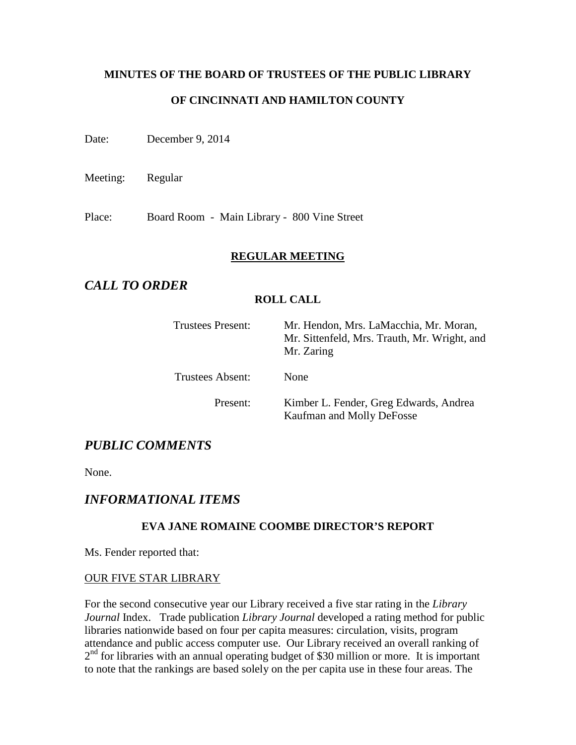**MINUTES OF THE BOARD OF TRUSTEES OF THE PUBLIC LIBRARY**

**OF CINCINNATI AND HAMILTON COUNTY**

Date: December 9, 2014

Meeting: Regular

Place: Board Room - Main Library - 800 Vine Street

**REGULAR MEETING**

## *CALL TO ORDER*

**ROLL CALL**

| | |
|---|---|
| Trustees Present: | Mr. Hendon, Mrs. LaMacchia, Mr. Moran, Mr. Sittenfeld, Mrs. Trauth, Mr. Wright, and Mr. Zaring |
| Trustees Absent: | None |
| Present: | Kimber L. Fender, Greg Edwards, Andrea Kaufman and Molly DeFosse |

## *PUBLIC COMMENTS*

None.

## *INFORMATIONAL ITEMS*

**EVA JANE ROMAINE COOMBE DIRECTOR'S REPORT**

Ms. Fender reported that:

OUR FIVE STAR LIBRARY

For the second consecutive year our Library received a five star rating in the *Library Journal* Index. Trade publication *Library Journal* developed a rating method for public libraries nationwide based on four per capita measures: circulation, visits, program attendance and public access computer use. Our Library received an overall ranking of 2nd for libraries with an annual operating budget of $30 million or more. It is important to note that the rankings are based solely on the per capita use in these four areas. The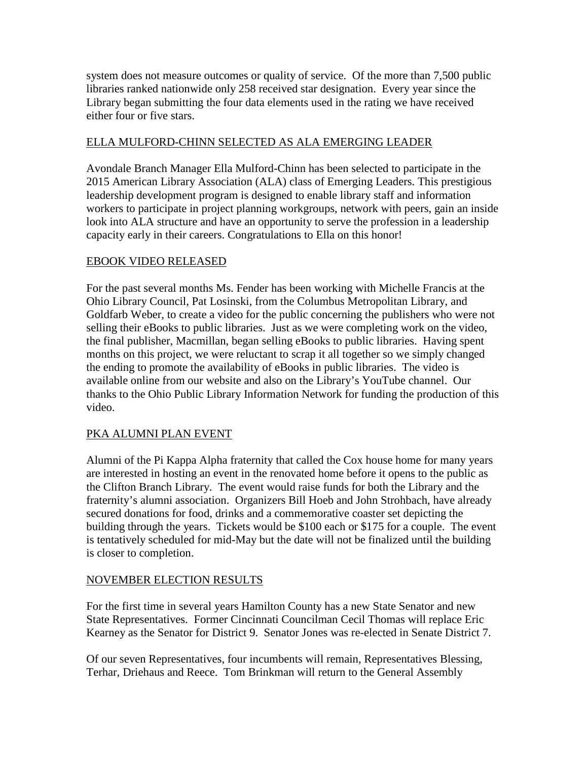system does not measure outcomes or quality of service. Of the more than 7,500 public libraries ranked nationwide only 258 received star designation. Every year since the Library began submitting the four data elements used in the rating we have received either four or five stars.

## ELLA MULFORD-CHINN SELECTED AS ALA EMERGING LEADER

Avondale Branch Manager Ella Mulford-Chinn has been selected to participate in the 2015 American Library Association (ALA) class of Emerging Leaders. This prestigious leadership development program is designed to enable library staff and information workers to participate in project planning workgroups, network with peers, gain an inside look into ALA structure and have an opportunity to serve the profession in a leadership capacity early in their careers. Congratulations to Ella on this honor!

## EBOOK VIDEO RELEASED

For the past several months Ms. Fender has been working with Michelle Francis at the Ohio Library Council, Pat Losinski, from the Columbus Metropolitan Library, and Goldfarb Weber, to create a video for the public concerning the publishers who were not selling their eBooks to public libraries. Just as we were completing work on the video, the final publisher, Macmillan, began selling eBooks to public libraries. Having spent months on this project, we were reluctant to scrap it all together so we simply changed the ending to promote the availability of eBooks in public libraries. The video is available online from our website and also on the Library's YouTube channel. Our thanks to the Ohio Public Library Information Network for funding the production of this video.

## PKA ALUMNI PLAN EVENT

Alumni of the Pi Kappa Alpha fraternity that called the Cox house home for many years are interested in hosting an event in the renovated home before it opens to the public as the Clifton Branch Library. The event would raise funds for both the Library and the fraternity's alumni association. Organizers Bill Hoeb and John Strohbach, have already secured donations for food, drinks and a commemorative coaster set depicting the building through the years. Tickets would be $100 each or $175 for a couple. The event is tentatively scheduled for mid-May but the date will not be finalized until the building is closer to completion.

## NOVEMBER ELECTION RESULTS

For the first time in several years Hamilton County has a new State Senator and new State Representatives. Former Cincinnati Councilman Cecil Thomas will replace Eric Kearney as the Senator for District 9. Senator Jones was re-elected in Senate District 7.

Of our seven Representatives, four incumbents will remain, Representatives Blessing, Terhar, Driehaus and Reece. Tom Brinkman will return to the General Assembly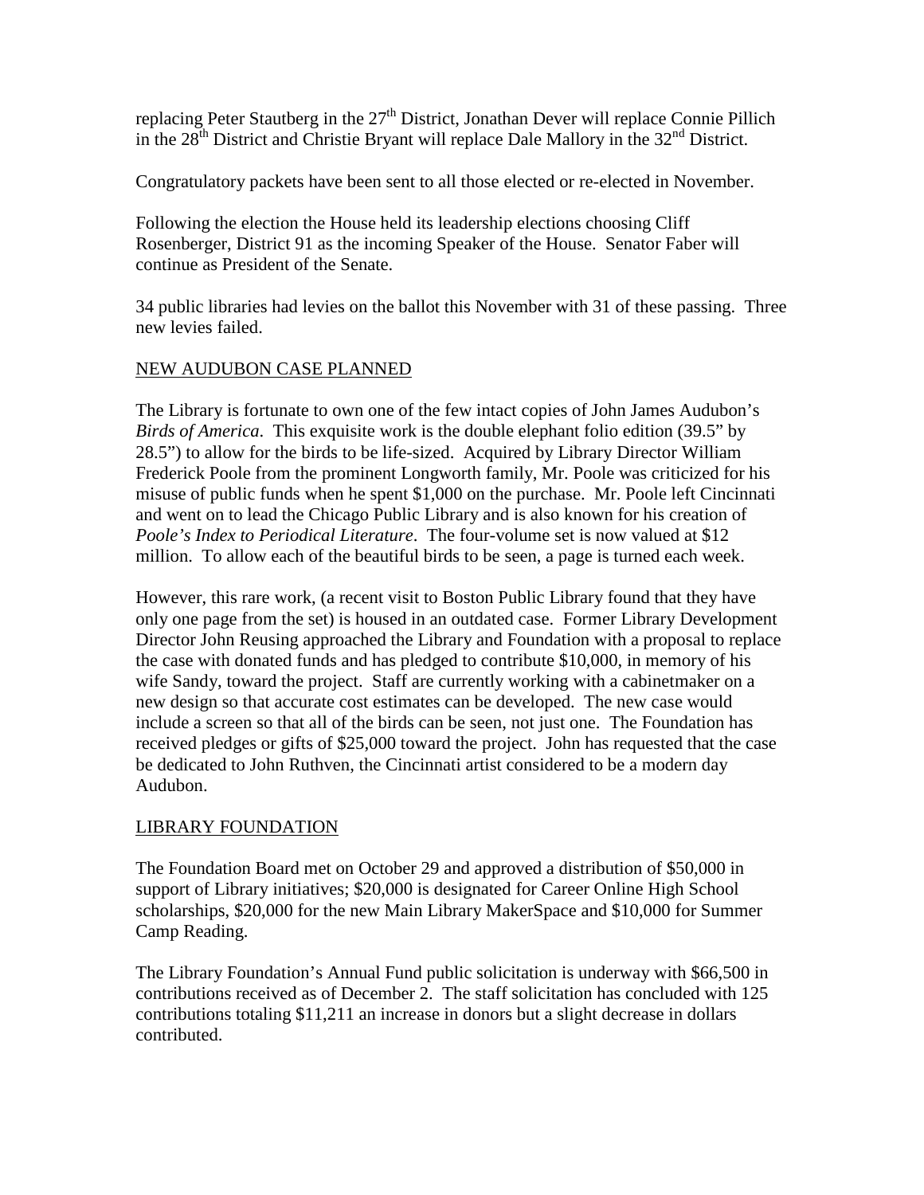replacing Peter Stautberg in the 27th District, Jonathan Dever will replace Connie Pillich in the 28th District and Christie Bryant will replace Dale Mallory in the 32nd District.

Congratulatory packets have been sent to all those elected or re-elected in November.

Following the election the House held its leadership elections choosing Cliff Rosenberger, District 91 as the incoming Speaker of the House. Senator Faber will continue as President of the Senate.

34 public libraries had levies on the ballot this November with 31 of these passing. Three new levies failed.

## NEW AUDUBON CASE PLANNED

The Library is fortunate to own one of the few intact copies of John James Audubon's *Birds of America*. This exquisite work is the double elephant folio edition (39.5" by 28.5") to allow for the birds to be life-sized. Acquired by Library Director William Frederick Poole from the prominent Longworth family, Mr. Poole was criticized for his misuse of public funds when he spent $1,000 on the purchase. Mr. Poole left Cincinnati and went on to lead the Chicago Public Library and is also known for his creation of *Poole's Index to Periodical Literature*. The four-volume set is now valued at $12 million. To allow each of the beautiful birds to be seen, a page is turned each week.

However, this rare work, (a recent visit to Boston Public Library found that they have only one page from the set) is housed in an outdated case. Former Library Development Director John Reusing approached the Library and Foundation with a proposal to replace the case with donated funds and has pledged to contribute $10,000, in memory of his wife Sandy, toward the project. Staff are currently working with a cabinetmaker on a new design so that accurate cost estimates can be developed. The new case would include a screen so that all of the birds can be seen, not just one. The Foundation has received pledges or gifts of $25,000 toward the project. John has requested that the case be dedicated to John Ruthven, the Cincinnati artist considered to be a modern day Audubon.

## LIBRARY FOUNDATION

The Foundation Board met on October 29 and approved a distribution of $50,000 in support of Library initiatives; $20,000 is designated for Career Online High School scholarships, $20,000 for the new Main Library MakerSpace and $10,000 for Summer Camp Reading.

The Library Foundation's Annual Fund public solicitation is underway with $66,500 in contributions received as of December 2. The staff solicitation has concluded with 125 contributions totaling $11,211 an increase in donors but a slight decrease in dollars contributed.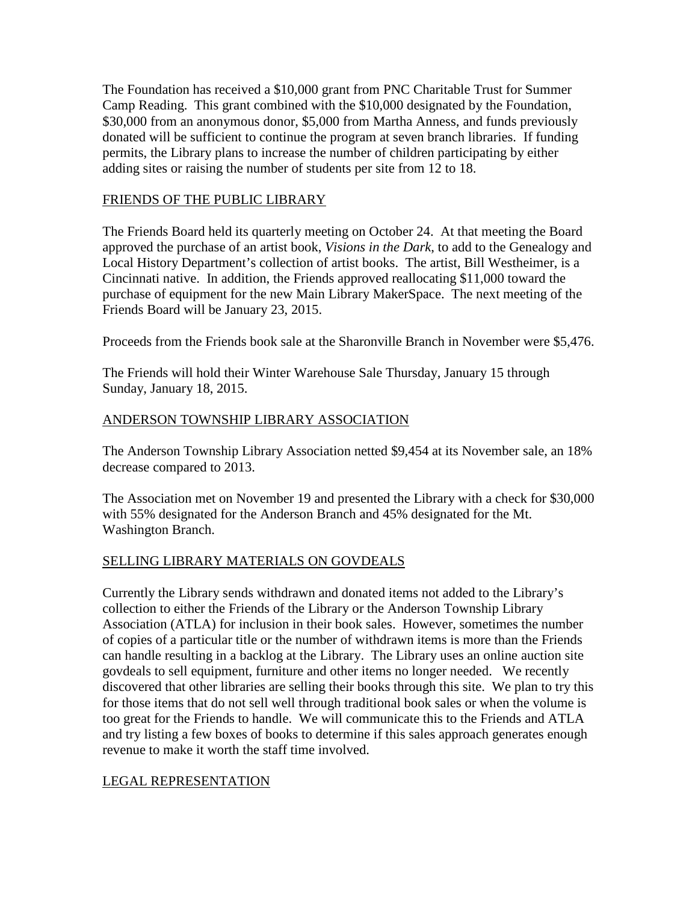The Foundation has received a $10,000 grant from PNC Charitable Trust for Summer Camp Reading. This grant combined with the $10,000 designated by the Foundation, $30,000 from an anonymous donor, $5,000 from Martha Anness, and funds previously donated will be sufficient to continue the program at seven branch libraries. If funding permits, the Library plans to increase the number of children participating by either adding sites or raising the number of students per site from 12 to 18.

## FRIENDS OF THE PUBLIC LIBRARY

The Friends Board held its quarterly meeting on October 24. At that meeting the Board approved the purchase of an artist book, *Visions in the Dark*, to add to the Genealogy and Local History Department's collection of artist books. The artist, Bill Westheimer, is a Cincinnati native. In addition, the Friends approved reallocating $11,000 toward the purchase of equipment for the new Main Library MakerSpace. The next meeting of the Friends Board will be January 23, 2015.

Proceeds from the Friends book sale at the Sharonville Branch in November were $5,476.

The Friends will hold their Winter Warehouse Sale Thursday, January 15 through Sunday, January 18, 2015.

## ANDERSON TOWNSHIP LIBRARY ASSOCIATION

The Anderson Township Library Association netted $9,454 at its November sale, an 18% decrease compared to 2013.

The Association met on November 19 and presented the Library with a check for $30,000 with 55% designated for the Anderson Branch and 45% designated for the Mt. Washington Branch.

## SELLING LIBRARY MATERIALS ON GOVDEALS

Currently the Library sends withdrawn and donated items not added to the Library's collection to either the Friends of the Library or the Anderson Township Library Association (ATLA) for inclusion in their book sales. However, sometimes the number of copies of a particular title or the number of withdrawn items is more than the Friends can handle resulting in a backlog at the Library. The Library uses an online auction site govdeals to sell equipment, furniture and other items no longer needed. We recently discovered that other libraries are selling their books through this site. We plan to try this for those items that do not sell well through traditional book sales or when the volume is too great for the Friends to handle. We will communicate this to the Friends and ATLA and try listing a few boxes of books to determine if this sales approach generates enough revenue to make it worth the staff time involved.

## LEGAL REPRESENTATION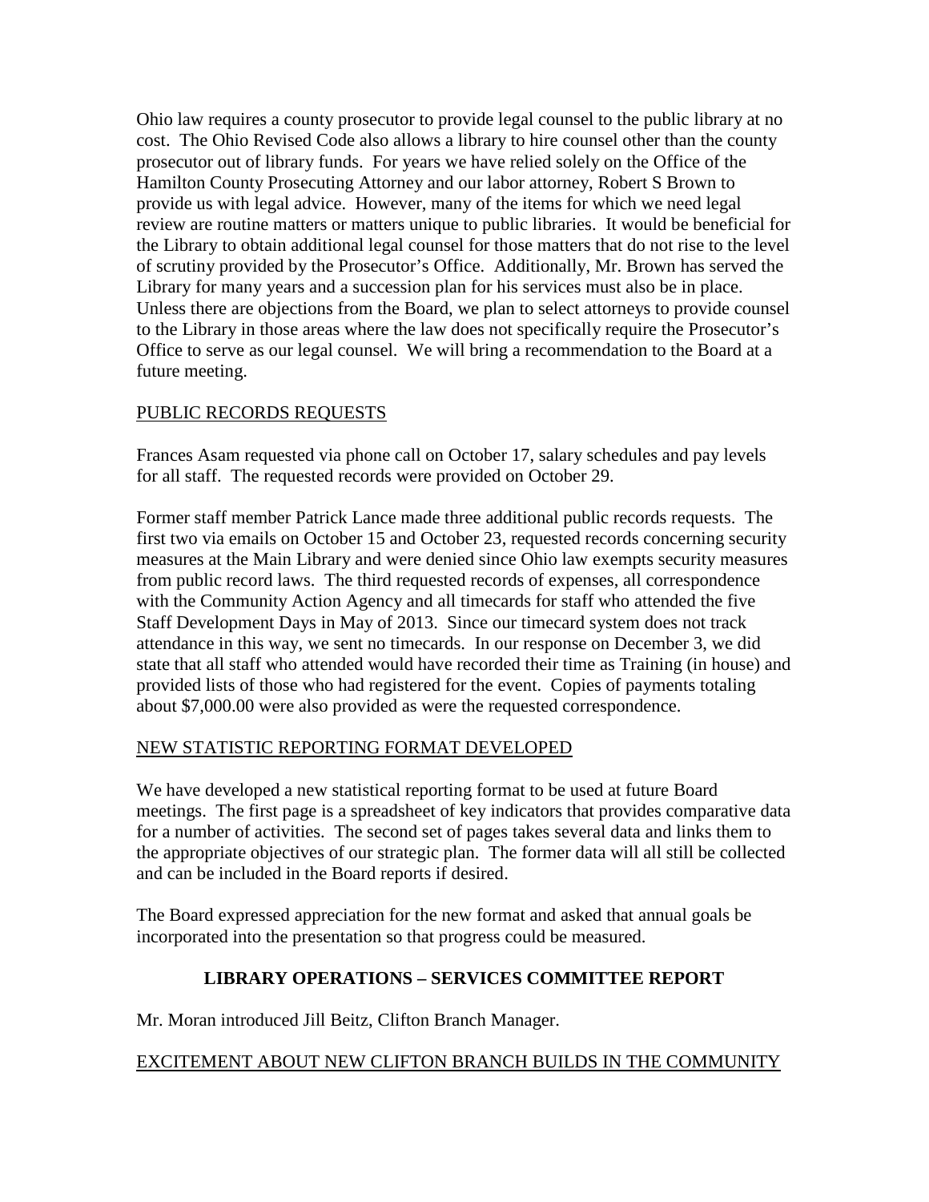Ohio law requires a county prosecutor to provide legal counsel to the public library at no cost. The Ohio Revised Code also allows a library to hire counsel other than the county prosecutor out of library funds. For years we have relied solely on the Office of the Hamilton County Prosecuting Attorney and our labor attorney, Robert S Brown to provide us with legal advice. However, many of the items for which we need legal review are routine matters or matters unique to public libraries. It would be beneficial for the Library to obtain additional legal counsel for those matters that do not rise to the level of scrutiny provided by the Prosecutor's Office. Additionally, Mr. Brown has served the Library for many years and a succession plan for his services must also be in place. Unless there are objections from the Board, we plan to select attorneys to provide counsel to the Library in those areas where the law does not specifically require the Prosecutor's Office to serve as our legal counsel. We will bring a recommendation to the Board at a future meeting.

<u>PUBLIC RECORDS REQUESTS</u>

Frances Asam requested via phone call on October 17, salary schedules and pay levels for all staff. The requested records were provided on October 29.

Former staff member Patrick Lance made three additional public records requests. The first two via emails on October 15 and October 23, requested records concerning security measures at the Main Library and were denied since Ohio law exempts security measures from public record laws. The third requested records of expenses, all correspondence with the Community Action Agency and all timecards for staff who attended the five Staff Development Days in May of 2013. Since our timecard system does not track attendance in this way, we sent no timecards. In our response on December 3, we did state that all staff who attended would have recorded their time as Training (in house) and provided lists of those who had registered for the event. Copies of payments totaling about $7,000.00 were also provided as were the requested correspondence.

<u>NEW STATISTIC REPORTING FORMAT DEVELOPED</u>

We have developed a new statistical reporting format to be used at future Board meetings. The first page is a spreadsheet of key indicators that provides comparative data for a number of activities. The second set of pages takes several data and links them to the appropriate objectives of our strategic plan. The former data will all still be collected and can be included in the Board reports if desired.

The Board expressed appreciation for the new format and asked that annual goals be incorporated into the presentation so that progress could be measured.

## LIBRARY OPERATIONS – SERVICES COMMITTEE REPORT

Mr. Moran introduced Jill Beitz, Clifton Branch Manager.

<u>EXCITEMENT ABOUT NEW CLIFTON BRANCH BUILDS IN THE COMMUNITY</u>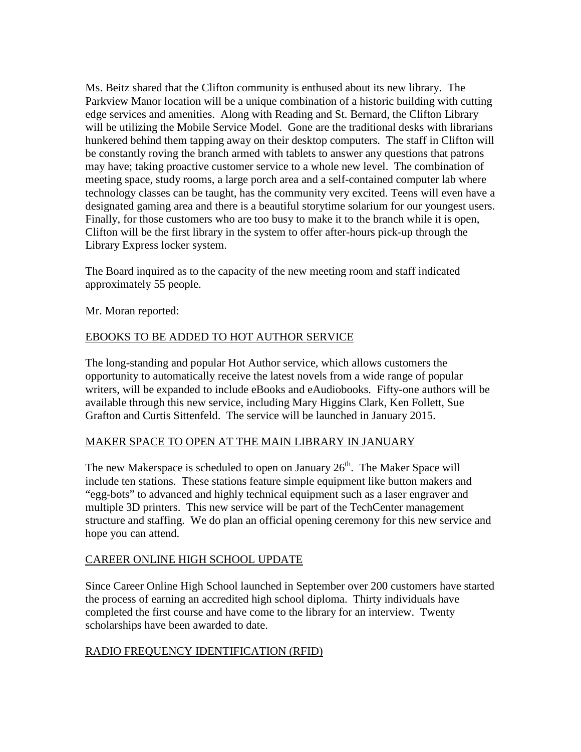Ms. Beitz shared that the Clifton community is enthused about its new library. The Parkview Manor location will be a unique combination of a historic building with cutting edge services and amenities. Along with Reading and St. Bernard, the Clifton Library will be utilizing the Mobile Service Model. Gone are the traditional desks with librarians hunkered behind them tapping away on their desktop computers. The staff in Clifton will be constantly roving the branch armed with tablets to answer any questions that patrons may have; taking proactive customer service to a whole new level. The combination of meeting space, study rooms, a large porch area and a self-contained computer lab where technology classes can be taught, has the community very excited. Teens will even have a designated gaming area and there is a beautiful storytime solarium for our youngest users. Finally, for those customers who are too busy to make it to the branch while it is open, Clifton will be the first library in the system to offer after-hours pick-up through the Library Express locker system.

The Board inquired as to the capacity of the new meeting room and staff indicated approximately 55 people.

Mr. Moran reported:

EBOOKS TO BE ADDED TO HOT AUTHOR SERVICE

The long-standing and popular Hot Author service, which allows customers the opportunity to automatically receive the latest novels from a wide range of popular writers, will be expanded to include eBooks and eAudiobooks. Fifty-one authors will be available through this new service, including Mary Higgins Clark, Ken Follett, Sue Grafton and Curtis Sittenfeld. The service will be launched in January 2015.

MAKER SPACE TO OPEN AT THE MAIN LIBRARY IN JANUARY

The new Makerspace is scheduled to open on January 26th. The Maker Space will include ten stations. These stations feature simple equipment like button makers and "egg-bots" to advanced and highly technical equipment such as a laser engraver and multiple 3D printers. This new service will be part of the TechCenter management structure and staffing. We do plan an official opening ceremony for this new service and hope you can attend.

CAREER ONLINE HIGH SCHOOL UPDATE

Since Career Online High School launched in September over 200 customers have started the process of earning an accredited high school diploma. Thirty individuals have completed the first course and have come to the library for an interview. Twenty scholarships have been awarded to date.

RADIO FREQUENCY IDENTIFICATION (RFID)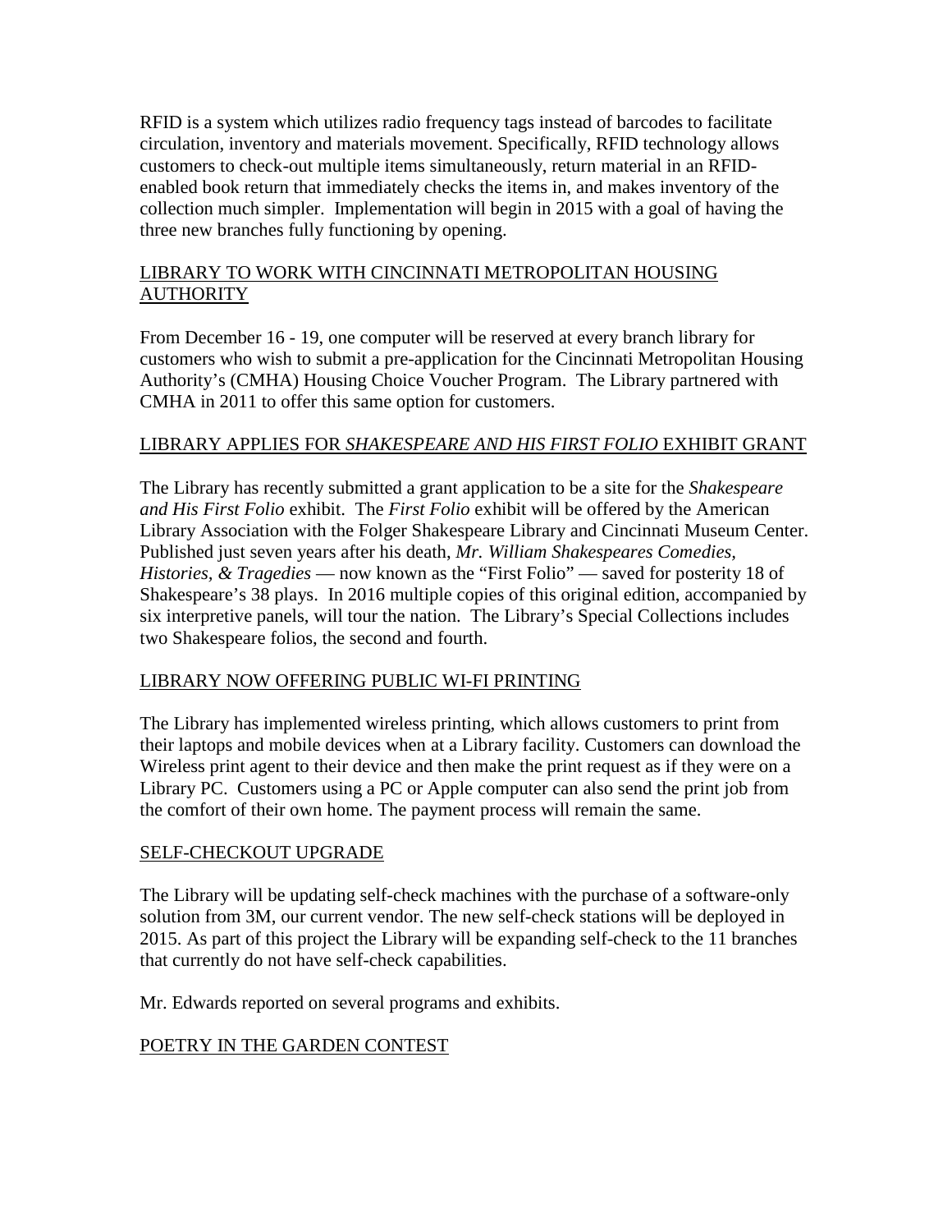RFID is a system which utilizes radio frequency tags instead of barcodes to facilitate circulation, inventory and materials movement. Specifically, RFID technology allows customers to check-out multiple items simultaneously, return material in an RFID-enabled book return that immediately checks the items in, and makes inventory of the collection much simpler. Implementation will begin in 2015 with a goal of having the three new branches fully functioning by opening.

## LIBRARY TO WORK WITH CINCINNATI METROPOLITAN HOUSING AUTHORITY

From December 16 - 19, one computer will be reserved at every branch library for customers who wish to submit a pre-application for the Cincinnati Metropolitan Housing Authority's (CMHA) Housing Choice Voucher Program. The Library partnered with CMHA in 2011 to offer this same option for customers.

## LIBRARY APPLIES FOR *SHAKESPEARE AND HIS FIRST FOLIO* EXHIBIT GRANT

The Library has recently submitted a grant application to be a site for the *Shakespeare and His First Folio* exhibit. The *First Folio* exhibit will be offered by the American Library Association with the Folger Shakespeare Library and Cincinnati Museum Center. Published just seven years after his death, *Mr. William Shakespeares Comedies, Histories, & Tragedies* — now known as the "First Folio" — saved for posterity 18 of Shakespeare's 38 plays. In 2016 multiple copies of this original edition, accompanied by six interpretive panels, will tour the nation. The Library's Special Collections includes two Shakespeare folios, the second and fourth.

## LIBRARY NOW OFFERING PUBLIC WI-FI PRINTING

The Library has implemented wireless printing, which allows customers to print from their laptops and mobile devices when at a Library facility. Customers can download the Wireless print agent to their device and then make the print request as if they were on a Library PC. Customers using a PC or Apple computer can also send the print job from the comfort of their own home. The payment process will remain the same.

## SELF-CHECKOUT UPGRADE

The Library will be updating self-check machines with the purchase of a software-only solution from 3M, our current vendor. The new self-check stations will be deployed in 2015. As part of this project the Library will be expanding self-check to the 11 branches that currently do not have self-check capabilities.

Mr. Edwards reported on several programs and exhibits.

## POETRY IN THE GARDEN CONTEST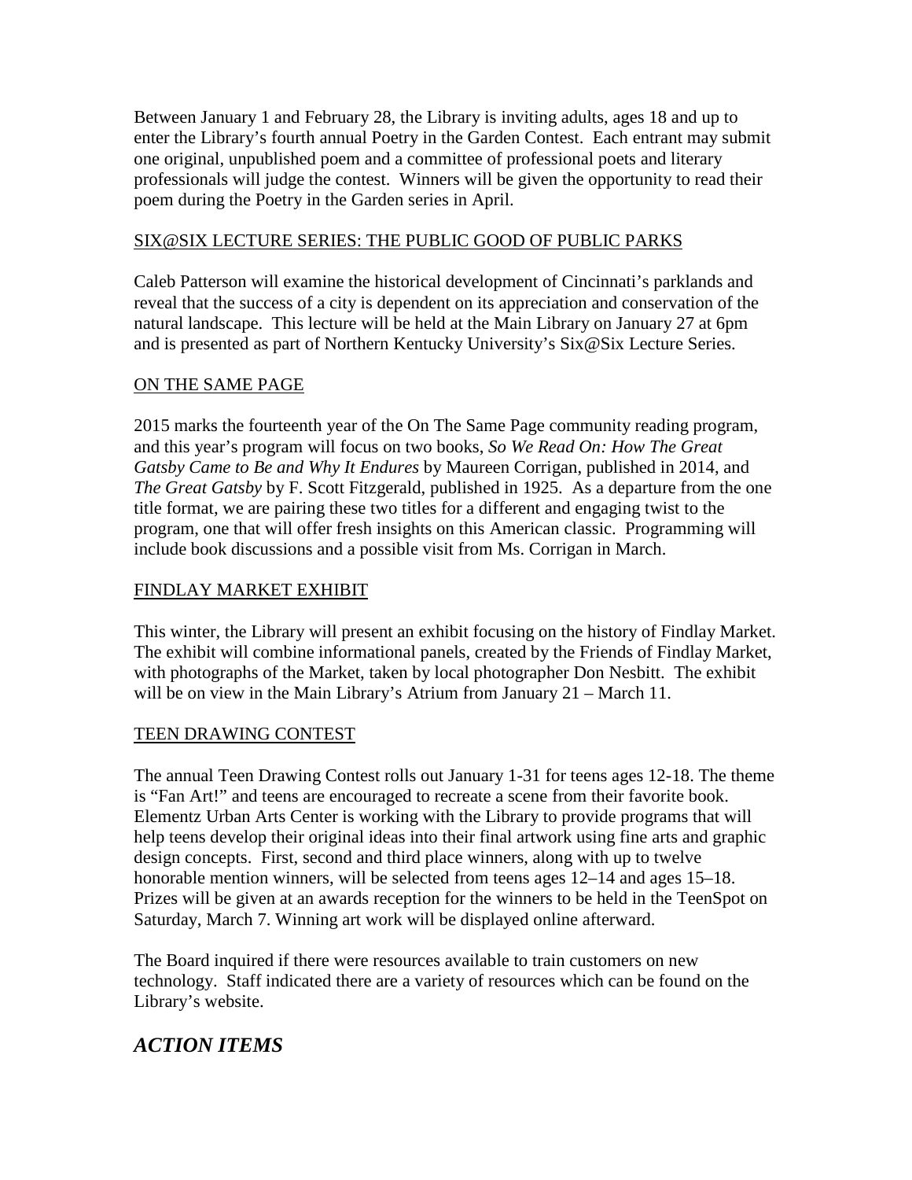Between January 1 and February 28, the Library is inviting adults, ages 18 and up to enter the Library's fourth annual Poetry in the Garden Contest. Each entrant may submit one original, unpublished poem and a committee of professional poets and literary professionals will judge the contest. Winners will be given the opportunity to read their poem during the Poetry in the Garden series in April.

<u>SIX@SIX LECTURE SERIES: THE PUBLIC GOOD OF PUBLIC PARKS</u>

Caleb Patterson will examine the historical development of Cincinnati's parklands and reveal that the success of a city is dependent on its appreciation and conservation of the natural landscape. This lecture will be held at the Main Library on January 27 at 6pm and is presented as part of Northern Kentucky University's Six@Six Lecture Series.

<u>ON THE SAME PAGE</u>

2015 marks the fourteenth year of the On The Same Page community reading program, and this year's program will focus on two books, *So We Read On: How The Great Gatsby Came to Be and Why It Endures* by Maureen Corrigan, published in 2014, and *The Great Gatsby* by F. Scott Fitzgerald, published in 1925. As a departure from the one title format, we are pairing these two titles for a different and engaging twist to the program, one that will offer fresh insights on this American classic. Programming will include book discussions and a possible visit from Ms. Corrigan in March.

<u>FINDLAY MARKET EXHIBIT</u>

This winter, the Library will present an exhibit focusing on the history of Findlay Market. The exhibit will combine informational panels, created by the Friends of Findlay Market, with photographs of the Market, taken by local photographer Don Nesbitt. The exhibit will be on view in the Main Library's Atrium from January 21 – March 11.

<u>TEEN DRAWING CONTEST</u>

The annual Teen Drawing Contest rolls out January 1-31 for teens ages 12-18. The theme is "Fan Art!" and teens are encouraged to recreate a scene from their favorite book. Elementz Urban Arts Center is working with the Library to provide programs that will help teens develop their original ideas into their final artwork using fine arts and graphic design concepts. First, second and third place winners, along with up to twelve honorable mention winners, will be selected from teens ages 12–14 and ages 15–18. Prizes will be given at an awards reception for the winners to be held in the TeenSpot on Saturday, March 7. Winning art work will be displayed online afterward.

The Board inquired if there were resources available to train customers on new technology. Staff indicated there are a variety of resources which can be found on the Library's website.

## *ACTION ITEMS*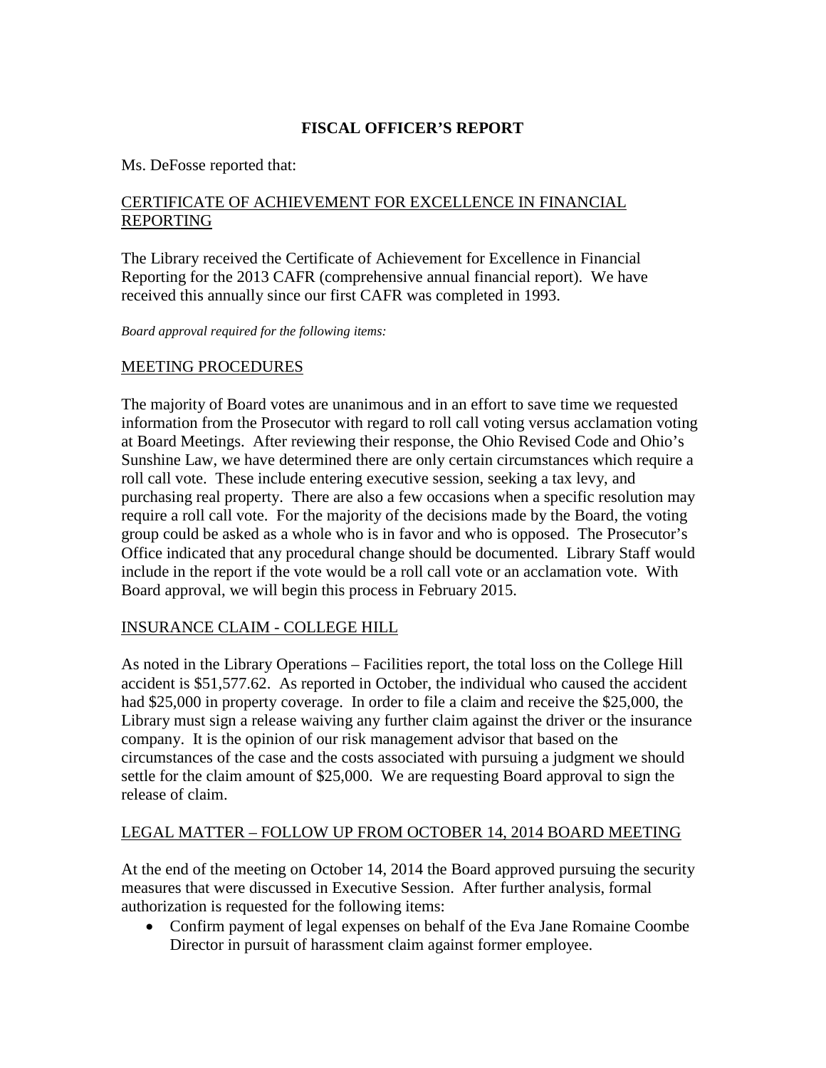## FISCAL OFFICER'S REPORT

Ms. DeFosse reported that:

### CERTIFICATE OF ACHIEVEMENT FOR EXCELLENCE IN FINANCIAL REPORTING

The Library received the Certificate of Achievement for Excellence in Financial Reporting for the 2013 CAFR (comprehensive annual financial report). We have received this annually since our first CAFR was completed in 1993.

*Board approval required for the following items:*

### MEETING PROCEDURES

The majority of Board votes are unanimous and in an effort to save time we requested information from the Prosecutor with regard to roll call voting versus acclamation voting at Board Meetings. After reviewing their response, the Ohio Revised Code and Ohio's Sunshine Law, we have determined there are only certain circumstances which require a roll call vote. These include entering executive session, seeking a tax levy, and purchasing real property. There are also a few occasions when a specific resolution may require a roll call vote. For the majority of the decisions made by the Board, the voting group could be asked as a whole who is in favor and who is opposed. The Prosecutor's Office indicated that any procedural change should be documented. Library Staff would include in the report if the vote would be a roll call vote or an acclamation vote. With Board approval, we will begin this process in February 2015.

### INSURANCE CLAIM - COLLEGE HILL

As noted in the Library Operations – Facilities report, the total loss on the College Hill accident is $51,577.62. As reported in October, the individual who caused the accident had $25,000 in property coverage. In order to file a claim and receive the $25,000, the Library must sign a release waiving any further claim against the driver or the insurance company. It is the opinion of our risk management advisor that based on the circumstances of the case and the costs associated with pursuing a judgment we should settle for the claim amount of $25,000. We are requesting Board approval to sign the release of claim.

### LEGAL MATTER – FOLLOW UP FROM OCTOBER 14, 2014 BOARD MEETING

At the end of the meeting on October 14, 2014 the Board approved pursuing the security measures that were discussed in Executive Session. After further analysis, formal authorization is requested for the following items:

- Confirm payment of legal expenses on behalf of the Eva Jane Romaine Coombe Director in pursuit of harassment claim against former employee.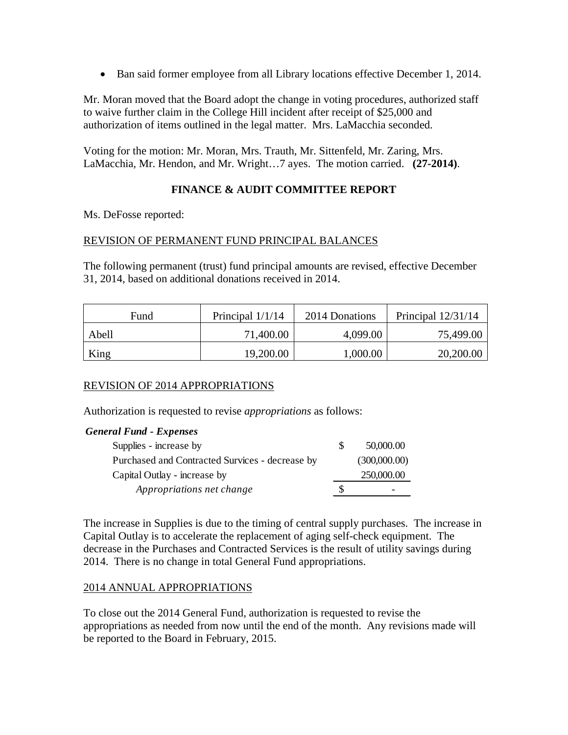- Ban said former employee from all Library locations effective December 1, 2014.

Mr. Moran moved that the Board adopt the change in voting procedures, authorized staff to waive further claim in the College Hill incident after receipt of $25,000 and authorization of items outlined in the legal matter. Mrs. LaMacchia seconded.

Voting for the motion: Mr. Moran, Mrs. Trauth, Mr. Sittenfeld, Mr. Zaring, Mrs. LaMacchia, Mr. Hendon, and Mr. Wright…7 ayes. The motion carried. **(27-2014)**.

## FINANCE & AUDIT COMMITTEE REPORT

Ms. DeFosse reported:

REVISION OF PERMANENT FUND PRINCIPAL BALANCES

The following permanent (trust) fund principal amounts are revised, effective December 31, 2014, based on additional donations received in 2014.

| Fund | Principal 1/1/14 | 2014 Donations | Principal 12/31/14 |
|---|---|---|---|
| Abell | 71,400.00 | 4,099.00 | 75,499.00 |
| King | 19,200.00 | 1,000.00 | 20,200.00 |

REVISION OF 2014 APPROPRIATIONS

Authorization is requested to revise *appropriations* as follows:

| ***General Fund - Expenses*** | | |
|---|---|---|
| Supplies - increase by | $ | 50,000.00 |
| Purchased and Contracted Services - decrease by | | (300,000.00) |
| Capital Outlay - increase by | | 250,000.00 |
| *Appropriations net change* | $ | - |

The increase in Supplies is due to the timing of central supply purchases. The increase in Capital Outlay is to accelerate the replacement of aging self-check equipment. The decrease in the Purchases and Contracted Services is the result of utility savings during 2014. There is no change in total General Fund appropriations.

2014 ANNUAL APPROPRIATIONS

To close out the 2014 General Fund, authorization is requested to revise the appropriations as needed from now until the end of the month. Any revisions made will be reported to the Board in February, 2015.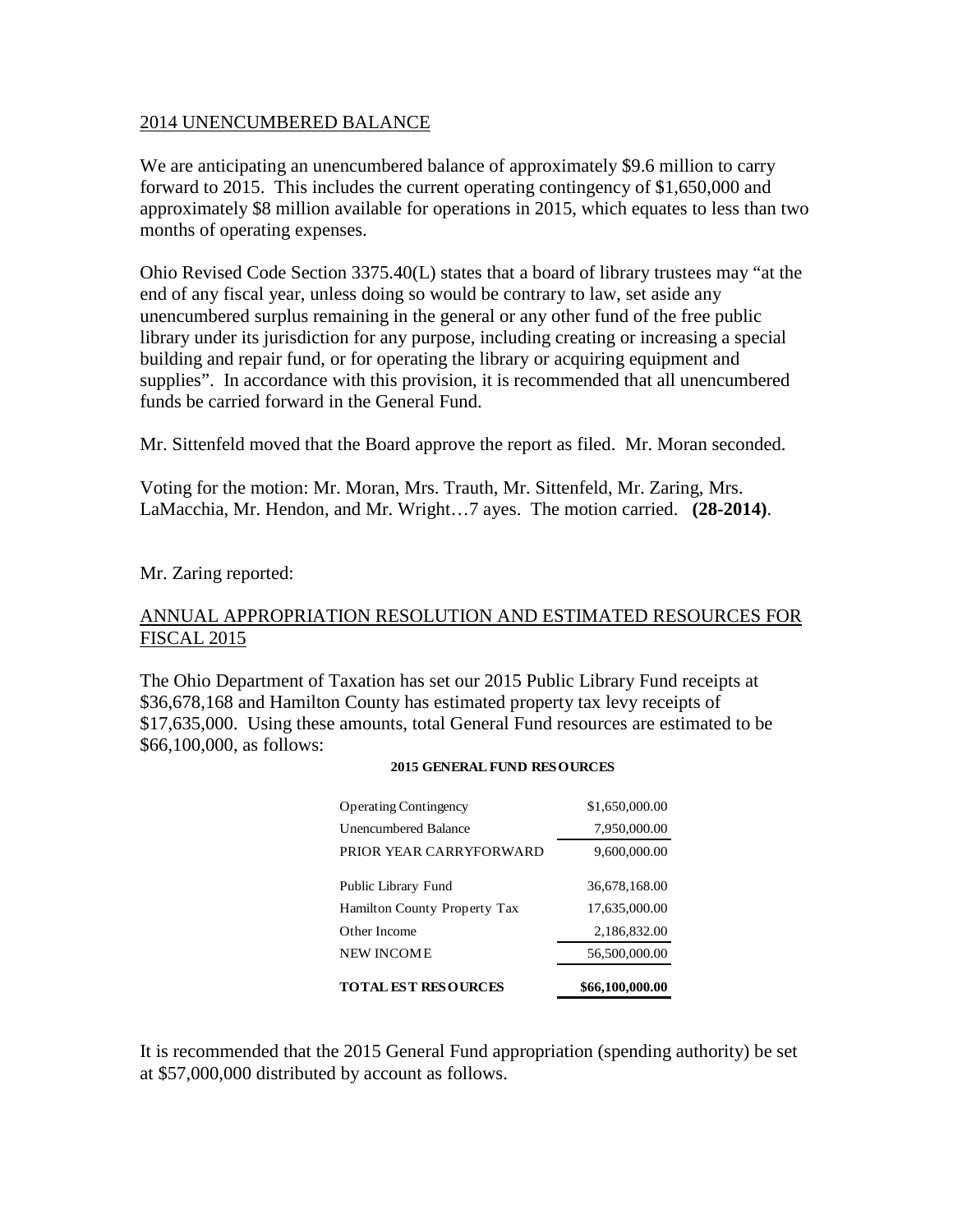## 2014 UNENCUMBERED BALANCE

We are anticipating an unencumbered balance of approximately $9.6 million to carry forward to 2015. This includes the current operating contingency of $1,650,000 and approximately $8 million available for operations in 2015, which equates to less than two months of operating expenses.

Ohio Revised Code Section 3375.40(L) states that a board of library trustees may "at the end of any fiscal year, unless doing so would be contrary to law, set aside any unencumbered surplus remaining in the general or any other fund of the free public library under its jurisdiction for any purpose, including creating or increasing a special building and repair fund, or for operating the library or acquiring equipment and supplies". In accordance with this provision, it is recommended that all unencumbered funds be carried forward in the General Fund.

Mr. Sittenfeld moved that the Board approve the report as filed. Mr. Moran seconded.

Voting for the motion: Mr. Moran, Mrs. Trauth, Mr. Sittenfeld, Mr. Zaring, Mrs. LaMacchia, Mr. Hendon, and Mr. Wright…7 ayes. The motion carried. **(28-2014)**.

Mr. Zaring reported:

## ANNUAL APPROPRIATION RESOLUTION AND ESTIMATED RESOURCES FOR FISCAL 2015

The Ohio Department of Taxation has set our 2015 Public Library Fund receipts at $36,678,168 and Hamilton County has estimated property tax levy receipts of $17,635,000. Using these amounts, total General Fund resources are estimated to be $66,100,000, as follows:

**2015 GENERAL FUND RESOURCES**

| | |
|---|---|
| Operating Contingency | $1,650,000.00 |
| Unencumbered Balance | 7,950,000.00 |
| PRIOR YEAR CARRYFORWARD | 9,600,000.00 |
| Public Library Fund | 36,678,168.00 |
| Hamilton County Property Tax | 17,635,000.00 |
| Other Income | 2,186,832.00 |
| NEW INCOME | 56,500,000.00 |
| **TOTAL EST RESOURCES** | **$66,100,000.00** |

It is recommended that the 2015 General Fund appropriation (spending authority) be set at $57,000,000 distributed by account as follows.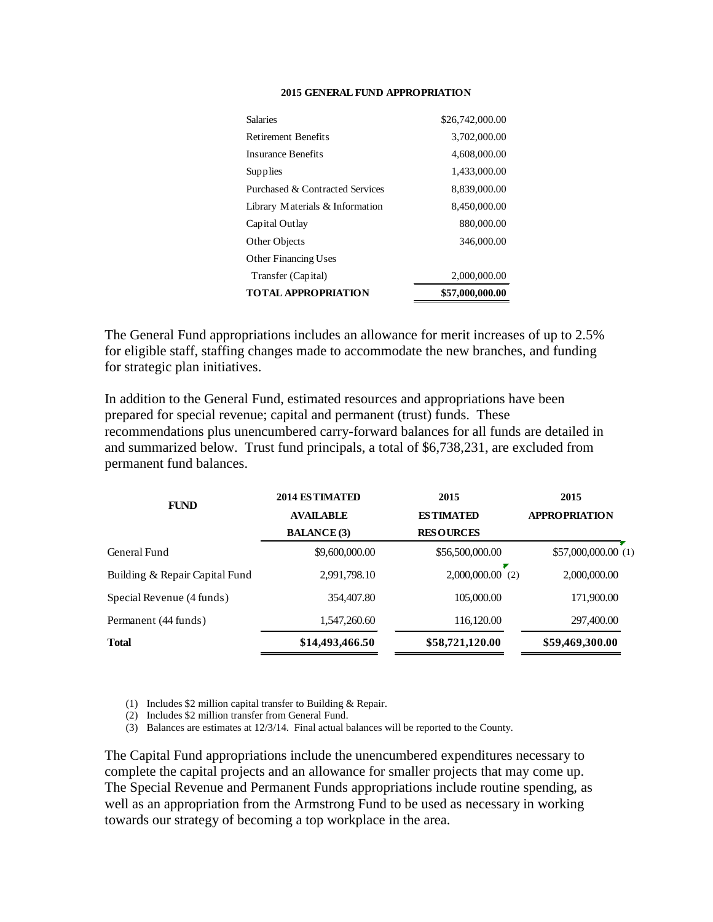**2015 GENERAL FUND APPROPRIATION**

| | |
|---|---|
| Salaries | $26,742,000.00 |
| Retirement Benefits | 3,702,000.00 |
| Insurance Benefits | 4,608,000.00 |
| Supplies | 1,433,000.00 |
| Purchased & Contracted Services | 8,839,000.00 |
| Library Materials & Information | 8,450,000.00 |
| Capital Outlay | 880,000.00 |
| Other Objects | 346,000.00 |
| Other Financing Uses | |
| Transfer (Capital) | 2,000,000.00 |
| **TOTAL APPROPRIATION** | **$57,000,000.00** |

The General Fund appropriations includes an allowance for merit increases of up to 2.5% for eligible staff, staffing changes made to accommodate the new branches, and funding for strategic plan initiatives.

In addition to the General Fund, estimated resources and appropriations have been prepared for special revenue; capital and permanent (trust) funds. These recommendations plus unencumbered carry-forward balances for all funds are detailed in and summarized below. Trust fund principals, a total of $6,738,231, are excluded from permanent fund balances.

| FUND | 2014 ESTIMATED AVAILABLE BALANCE (3) | 2015 ESTIMATED RESOURCES | 2015 APPROPRIATION |
|---|---|---|---|
| General Fund | $9,600,000.00 | $56,500,000.00 | $57,000,000.00 (1) |
| Building & Repair Capital Fund | 2,991,798.10 | 2,000,000.00 (2) | 2,000,000.00 |
| Special Revenue (4 funds) | 354,407.80 | 105,000.00 | 171,900.00 |
| Permanent (44 funds) | 1,547,260.60 | 116,120.00 | 297,400.00 |
| **Total** | **$14,493,466.50** | **$58,721,120.00** | **$59,469,300.00** |

(1) Includes $2 million capital transfer to Building & Repair.
(2) Includes $2 million transfer from General Fund.
(3) Balances are estimates at 12/3/14. Final actual balances will be reported to the County.

The Capital Fund appropriations include the unencumbered expenditures necessary to complete the capital projects and an allowance for smaller projects that may come up. The Special Revenue and Permanent Funds appropriations include routine spending, as well as an appropriation from the Armstrong Fund to be used as necessary in working towards our strategy of becoming a top workplace in the area.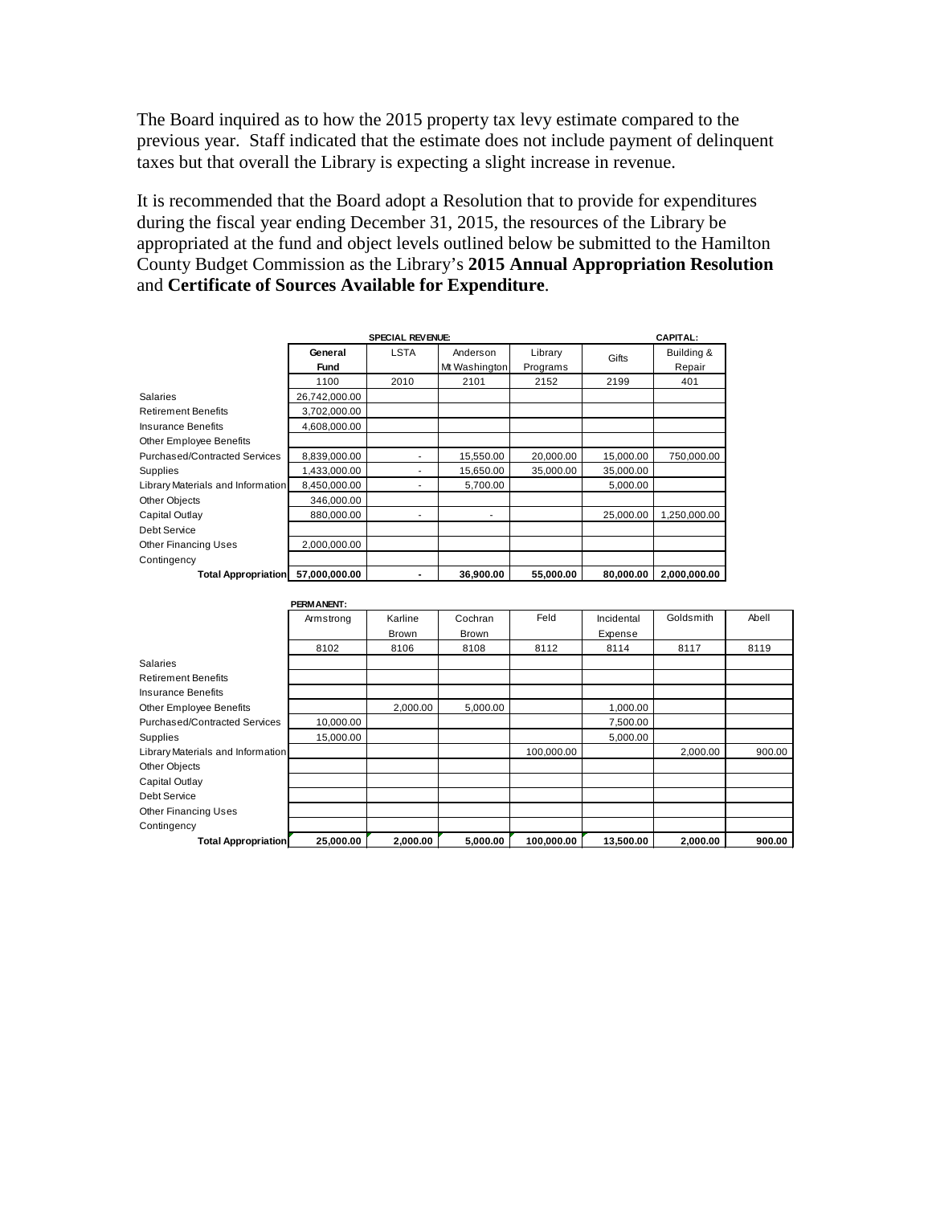The Board inquired as to how the 2015 property tax levy estimate compared to the previous year. Staff indicated that the estimate does not include payment of delinquent taxes but that overall the Library is expecting a slight increase in revenue.

It is recommended that the Board adopt a Resolution that to provide for expenditures during the fiscal year ending December 31, 2015, the resources of the Library be appropriated at the fund and object levels outlined below be submitted to the Hamilton County Budget Commission as the Library's **2015 Annual Appropriation Resolution** and **Certificate of Sources Available for Expenditure**.

| | | **SPECIAL REVENUE:** | | | | **CAPITAL:** |
|---|---|---|---|---|---|---|
| | **General Fund** | LSTA | Anderson Mt Washington | Library Programs | Gifts | Building & Repair |
| | 1100 | 2010 | 2101 | 2152 | 2199 | 401 |
| Salaries | 26,742,000.00 | | | | | |
| Retirement Benefits | 3,702,000.00 | | | | | |
| Insurance Benefits | 4,608,000.00 | | | | | |
| Other Employee Benefits | | | | | | |
| Purchased/Contracted Services | 8,839,000.00 | - | 15,550.00 | 20,000.00 | 15,000.00 | 750,000.00 |
| Supplies | 1,433,000.00 | - | 15,650.00 | 35,000.00 | 35,000.00 | |
| Library Materials and Information | 8,450,000.00 | - | 5,700.00 | | 5,000.00 | |
| Other Objects | 346,000.00 | | | | | |
| Capital Outlay | 880,000.00 | - | - | | 25,000.00 | 1,250,000.00 |
| Debt Service | | | | | | |
| Other Financing Uses | 2,000,000.00 | | | | | |
| Contingency | | | | | | |
| **Total Appropriation** | **57,000,000.00** | **-** | **36,900.00** | **55,000.00** | **80,000.00** | **2,000,000.00** |

| | **PERMANENT:** | | | | | | |
|---|---|---|---|---|---|---|---|
| | Armstrong | Karline Brown | Cochran Brown | Feld | Incidental Expense | Goldsmith | Abell |
| | 8102 | 8106 | 8108 | 8112 | 8114 | 8117 | 8119 |
| Salaries | | | | | | | |
| Retirement Benefits | | | | | | | |
| Insurance Benefits | | | | | | | |
| Other Employee Benefits | | 2,000.00 | 5,000.00 | | 1,000.00 | | |
| Purchased/Contracted Services | 10,000.00 | | | | 7,500.00 | | |
| Supplies | 15,000.00 | | | | 5,000.00 | | |
| Library Materials and Information | | | | 100,000.00 | | 2,000.00 | 900.00 |
| Other Objects | | | | | | | |
| Capital Outlay | | | | | | | |
| Debt Service | | | | | | | |
| Other Financing Uses | | | | | | | |
| Contingency | | | | | | | |
| **Total Appropriation** | **25,000.00** | **2,000.00** | **5,000.00** | **100,000.00** | **13,500.00** | **2,000.00** | **900.00** |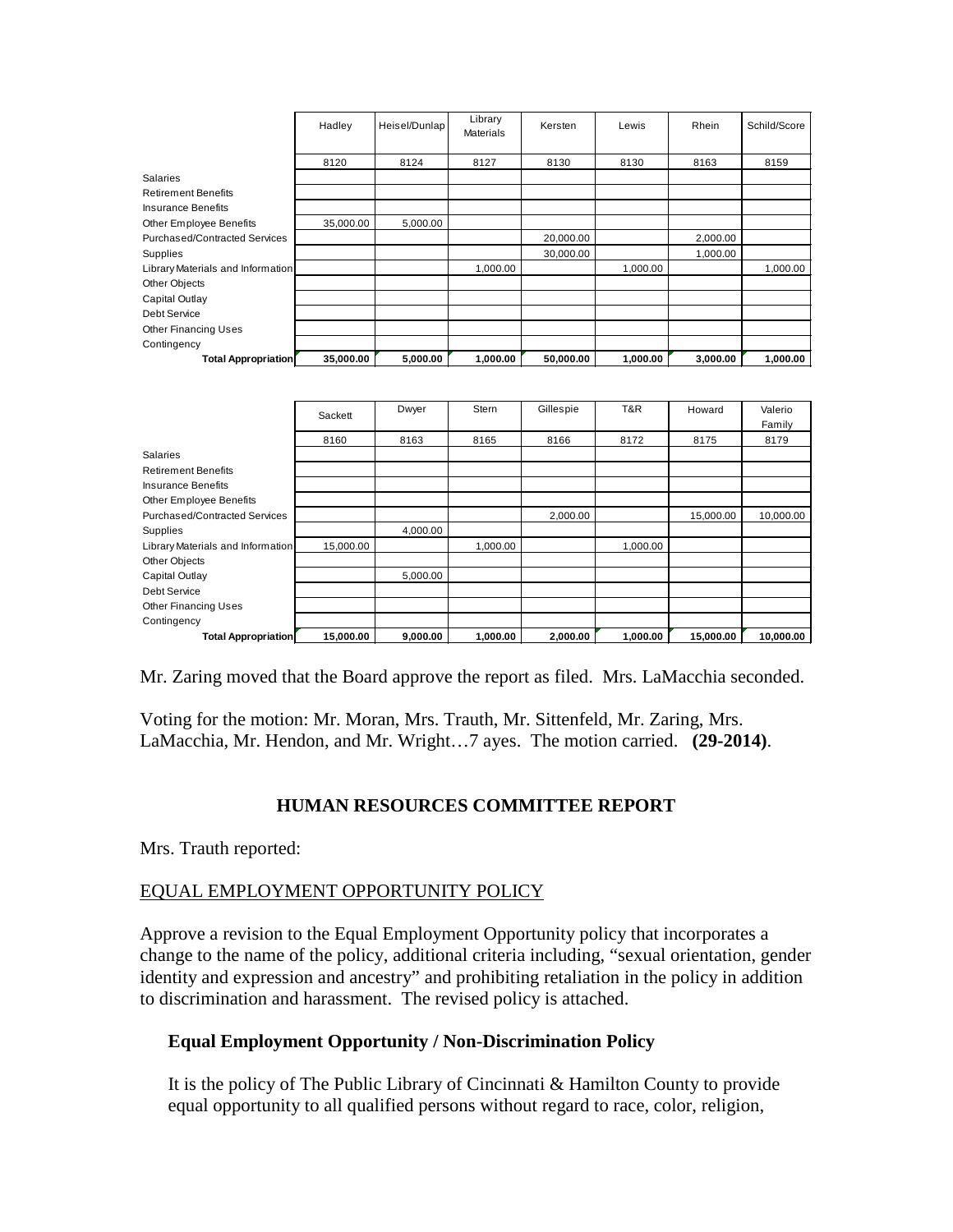| | Hadley | Heisel/Dunlap | Library Materials | Kersten | Lewis | Rhein | Schild/Score |
|---|---|---|---|---|---|---|---|
| | 8120 | 8124 | 8127 | 8130 | 8130 | 8163 | 8159 |
| Salaries | | | | | | | |
| Retirement Benefits | | | | | | | |
| Insurance Benefits | | | | | | | |
| Other Employee Benefits | 35,000.00 | 5,000.00 | | | | | |
| Purchased/Contracted Services | | | | 20,000.00 | | 2,000.00 | |
| Supplies | | | | 30,000.00 | | 1,000.00 | |
| Library Materials and Information | | | 1,000.00 | | 1,000.00 | | 1,000.00 |
| Other Objects | | | | | | | |
| Capital Outlay | | | | | | | |
| Debt Service | | | | | | | |
| Other Financing Uses | | | | | | | |
| Contingency | | | | | | | |
| **Total Appropriation** | **35,000.00** | **5,000.00** | **1,000.00** | **50,000.00** | **1,000.00** | **3,000.00** | **1,000.00** |

| | Sackett | Dwyer | Stern | Gillespie | T&R | Howard | Valerio Family |
|---|---|---|---|---|---|---|---|
| | 8160 | 8163 | 8165 | 8166 | 8172 | 8175 | 8179 |
| Salaries | | | | | | | |
| Retirement Benefits | | | | | | | |
| Insurance Benefits | | | | | | | |
| Other Employee Benefits | | | | | | | |
| Purchased/Contracted Services | | | | 2,000.00 | | 15,000.00 | 10,000.00 |
| Supplies | | 4,000.00 | | | | | |
| Library Materials and Information | 15,000.00 | | 1,000.00 | | 1,000.00 | | |
| Other Objects | | | | | | | |
| Capital Outlay | | 5,000.00 | | | | | |
| Debt Service | | | | | | | |
| Other Financing Uses | | | | | | | |
| Contingency | | | | | | | |
| **Total Appropriation** | **15,000.00** | **9,000.00** | **1,000.00** | **2,000.00** | **1,000.00** | **15,000.00** | **10,000.00** |

Mr. Zaring moved that the Board approve the report as filed. Mrs. LaMacchia seconded.

Voting for the motion: Mr. Moran, Mrs. Trauth, Mr. Sittenfeld, Mr. Zaring, Mrs. LaMacchia, Mr. Hendon, and Mr. Wright…7 ayes. The motion carried. **(29-2014)**.

## HUMAN RESOURCES COMMITTEE REPORT

Mrs. Trauth reported:

EQUAL EMPLOYMENT OPPORTUNITY POLICY

Approve a revision to the Equal Employment Opportunity policy that incorporates a change to the name of the policy, additional criteria including, "sexual orientation, gender identity and expression and ancestry" and prohibiting retaliation in the policy in addition to discrimination and harassment. The revised policy is attached.

### Equal Employment Opportunity / Non-Discrimination Policy

It is the policy of The Public Library of Cincinnati & Hamilton County to provide equal opportunity to all qualified persons without regard to race, color, religion,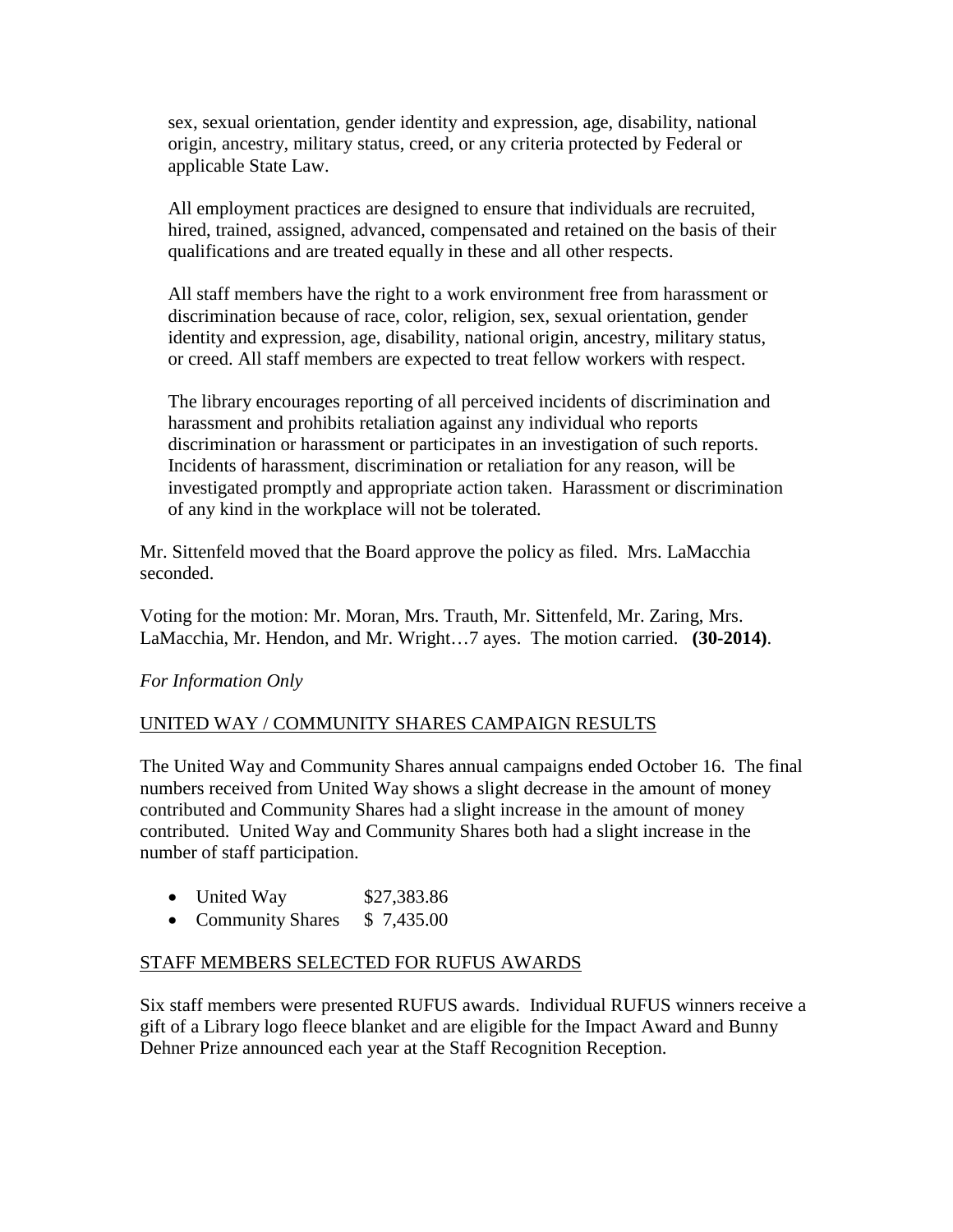sex, sexual orientation, gender identity and expression, age, disability, national origin, ancestry, military status, creed, or any criteria protected by Federal or applicable State Law.

All employment practices are designed to ensure that individuals are recruited, hired, trained, assigned, advanced, compensated and retained on the basis of their qualifications and are treated equally in these and all other respects.

All staff members have the right to a work environment free from harassment or discrimination because of race, color, religion, sex, sexual orientation, gender identity and expression, age, disability, national origin, ancestry, military status, or creed. All staff members are expected to treat fellow workers with respect.

The library encourages reporting of all perceived incidents of discrimination and harassment and prohibits retaliation against any individual who reports discrimination or harassment or participates in an investigation of such reports. Incidents of harassment, discrimination or retaliation for any reason, will be investigated promptly and appropriate action taken. Harassment or discrimination of any kind in the workplace will not be tolerated.

Mr. Sittenfeld moved that the Board approve the policy as filed. Mrs. LaMacchia seconded.

Voting for the motion: Mr. Moran, Mrs. Trauth, Mr. Sittenfeld, Mr. Zaring, Mrs. LaMacchia, Mr. Hendon, and Mr. Wright…7 ayes. The motion carried. **(30-2014)**.

*For Information Only*

<u>UNITED WAY / COMMUNITY SHARES CAMPAIGN RESULTS</u>

The United Way and Community Shares annual campaigns ended October 16. The final numbers received from United Way shows a slight decrease in the amount of money contributed and Community Shares had a slight increase in the amount of money contributed. United Way and Community Shares both had a slight increase in the number of staff participation.

- United Way $27,383.86
- Community Shares $ 7,435.00

<u>STAFF MEMBERS SELECTED FOR RUFUS AWARDS</u>

Six staff members were presented RUFUS awards. Individual RUFUS winners receive a gift of a Library logo fleece blanket and are eligible for the Impact Award and Bunny Dehner Prize announced each year at the Staff Recognition Reception.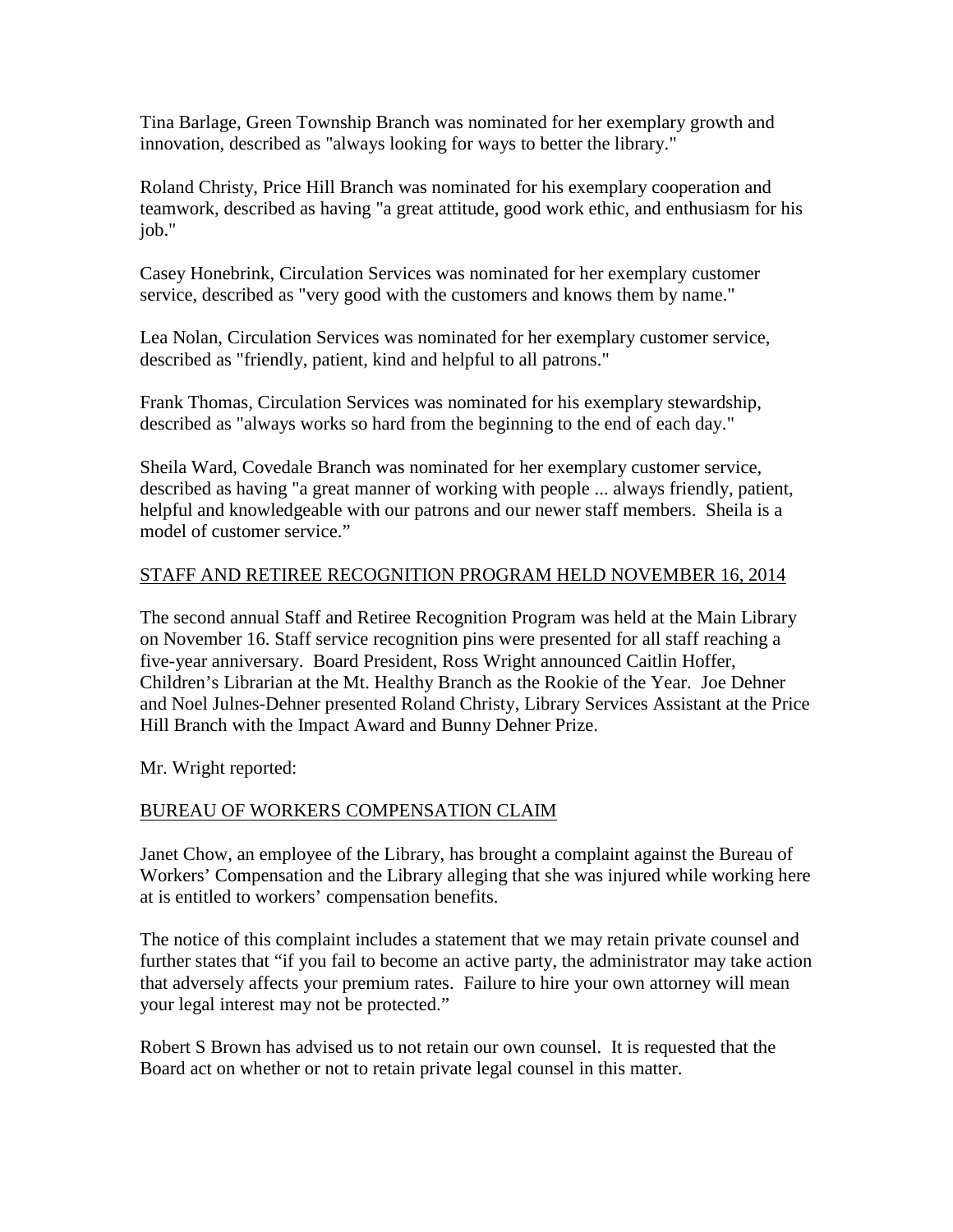Tina Barlage, Green Township Branch was nominated for her exemplary growth and innovation, described as "always looking for ways to better the library."

Roland Christy, Price Hill Branch was nominated for his exemplary cooperation and teamwork, described as having "a great attitude, good work ethic, and enthusiasm for his job."

Casey Honebrink, Circulation Services was nominated for her exemplary customer service, described as "very good with the customers and knows them by name."

Lea Nolan, Circulation Services was nominated for her exemplary customer service, described as "friendly, patient, kind and helpful to all patrons."

Frank Thomas, Circulation Services was nominated for his exemplary stewardship, described as "always works so hard from the beginning to the end of each day."

Sheila Ward, Covedale Branch was nominated for her exemplary customer service, described as having "a great manner of working with people ... always friendly, patient, helpful and knowledgeable with our patrons and our newer staff members. Sheila is a model of customer service."

<u>STAFF AND RETIREE RECOGNITION PROGRAM HELD NOVEMBER 16, 2014</u>

The second annual Staff and Retiree Recognition Program was held at the Main Library on November 16. Staff service recognition pins were presented for all staff reaching a five-year anniversary. Board President, Ross Wright announced Caitlin Hoffer, Children's Librarian at the Mt. Healthy Branch as the Rookie of the Year. Joe Dehner and Noel Julnes-Dehner presented Roland Christy, Library Services Assistant at the Price Hill Branch with the Impact Award and Bunny Dehner Prize.

Mr. Wright reported:

<u>BUREAU OF WORKERS COMPENSATION CLAIM</u>

Janet Chow, an employee of the Library, has brought a complaint against the Bureau of Workers' Compensation and the Library alleging that she was injured while working here at is entitled to workers' compensation benefits.

The notice of this complaint includes a statement that we may retain private counsel and further states that "if you fail to become an active party, the administrator may take action that adversely affects your premium rates. Failure to hire your own attorney will mean your legal interest may not be protected."

Robert S Brown has advised us to not retain our own counsel. It is requested that the Board act on whether or not to retain private legal counsel in this matter.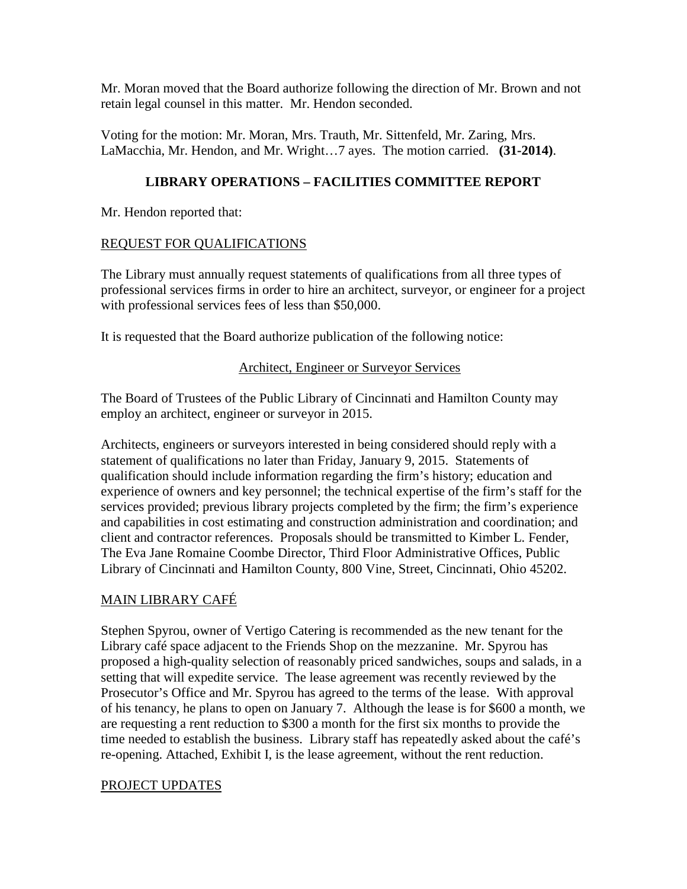Mr. Moran moved that the Board authorize following the direction of Mr. Brown and not retain legal counsel in this matter. Mr. Hendon seconded.

Voting for the motion: Mr. Moran, Mrs. Trauth, Mr. Sittenfeld, Mr. Zaring, Mrs. LaMacchia, Mr. Hendon, and Mr. Wright…7 ayes. The motion carried. **(31-2014)**.

## LIBRARY OPERATIONS – FACILITIES COMMITTEE REPORT

Mr. Hendon reported that:

REQUEST FOR QUALIFICATIONS

The Library must annually request statements of qualifications from all three types of professional services firms in order to hire an architect, surveyor, or engineer for a project with professional services fees of less than $50,000.

It is requested that the Board authorize publication of the following notice:

Architect, Engineer or Surveyor Services

The Board of Trustees of the Public Library of Cincinnati and Hamilton County may employ an architect, engineer or surveyor in 2015.

Architects, engineers or surveyors interested in being considered should reply with a statement of qualifications no later than Friday, January 9, 2015. Statements of qualification should include information regarding the firm's history; education and experience of owners and key personnel; the technical expertise of the firm's staff for the services provided; previous library projects completed by the firm; the firm's experience and capabilities in cost estimating and construction administration and coordination; and client and contractor references. Proposals should be transmitted to Kimber L. Fender, The Eva Jane Romaine Coombe Director, Third Floor Administrative Offices, Public Library of Cincinnati and Hamilton County, 800 Vine, Street, Cincinnati, Ohio 45202.

MAIN LIBRARY CAFÉ

Stephen Spyrou, owner of Vertigo Catering is recommended as the new tenant for the Library café space adjacent to the Friends Shop on the mezzanine. Mr. Spyrou has proposed a high-quality selection of reasonably priced sandwiches, soups and salads, in a setting that will expedite service. The lease agreement was recently reviewed by the Prosecutor's Office and Mr. Spyrou has agreed to the terms of the lease. With approval of his tenancy, he plans to open on January 7. Although the lease is for $600 a month, we are requesting a rent reduction to $300 a month for the first six months to provide the time needed to establish the business. Library staff has repeatedly asked about the café's re-opening. Attached, Exhibit I, is the lease agreement, without the rent reduction.

PROJECT UPDATES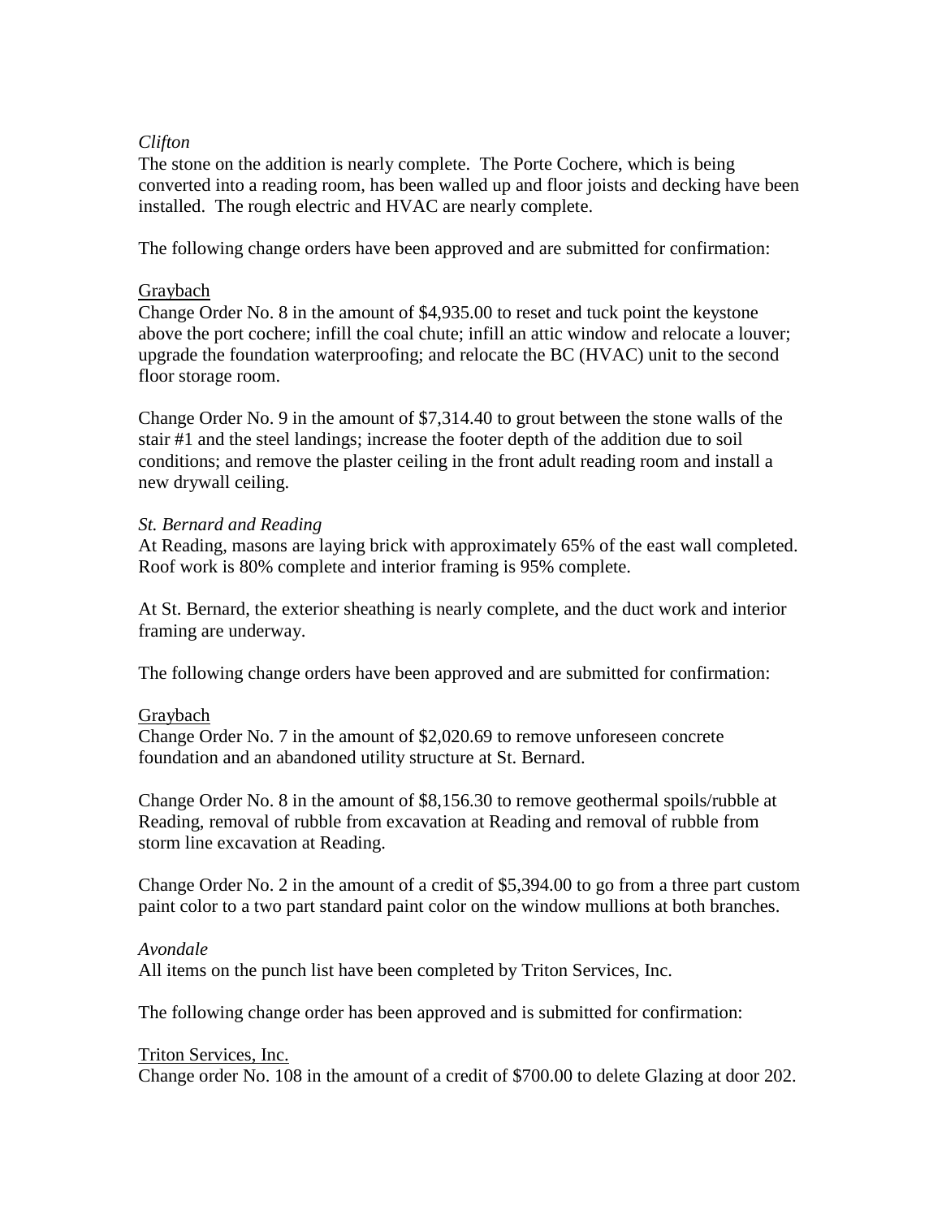*Clifton*

The stone on the addition is nearly complete. The Porte Cochere, which is being converted into a reading room, has been walled up and floor joists and decking have been installed. The rough electric and HVAC are nearly complete.

The following change orders have been approved and are submitted for confirmation:

<u>Graybach</u>

Change Order No. 8 in the amount of $4,935.00 to reset and tuck point the keystone above the port cochere; infill the coal chute; infill an attic window and relocate a louver; upgrade the foundation waterproofing; and relocate the BC (HVAC) unit to the second floor storage room.

Change Order No. 9 in the amount of $7,314.40 to grout between the stone walls of the stair #1 and the steel landings; increase the footer depth of the addition due to soil conditions; and remove the plaster ceiling in the front adult reading room and install a new drywall ceiling.

*St. Bernard and Reading*

At Reading, masons are laying brick with approximately 65% of the east wall completed. Roof work is 80% complete and interior framing is 95% complete.

At St. Bernard, the exterior sheathing is nearly complete, and the duct work and interior framing are underway.

The following change orders have been approved and are submitted for confirmation:

<u>Graybach</u>

Change Order No. 7 in the amount of $2,020.69 to remove unforeseen concrete foundation and an abandoned utility structure at St. Bernard.

Change Order No. 8 in the amount of $8,156.30 to remove geothermal spoils/rubble at Reading, removal of rubble from excavation at Reading and removal of rubble from storm line excavation at Reading.

Change Order No. 2 in the amount of a credit of $5,394.00 to go from a three part custom paint color to a two part standard paint color on the window mullions at both branches.

*Avondale*

All items on the punch list have been completed by Triton Services, Inc.

The following change order has been approved and is submitted for confirmation:

<u>Triton Services, Inc.</u>

Change order No. 108 in the amount of a credit of $700.00 to delete Glazing at door 202.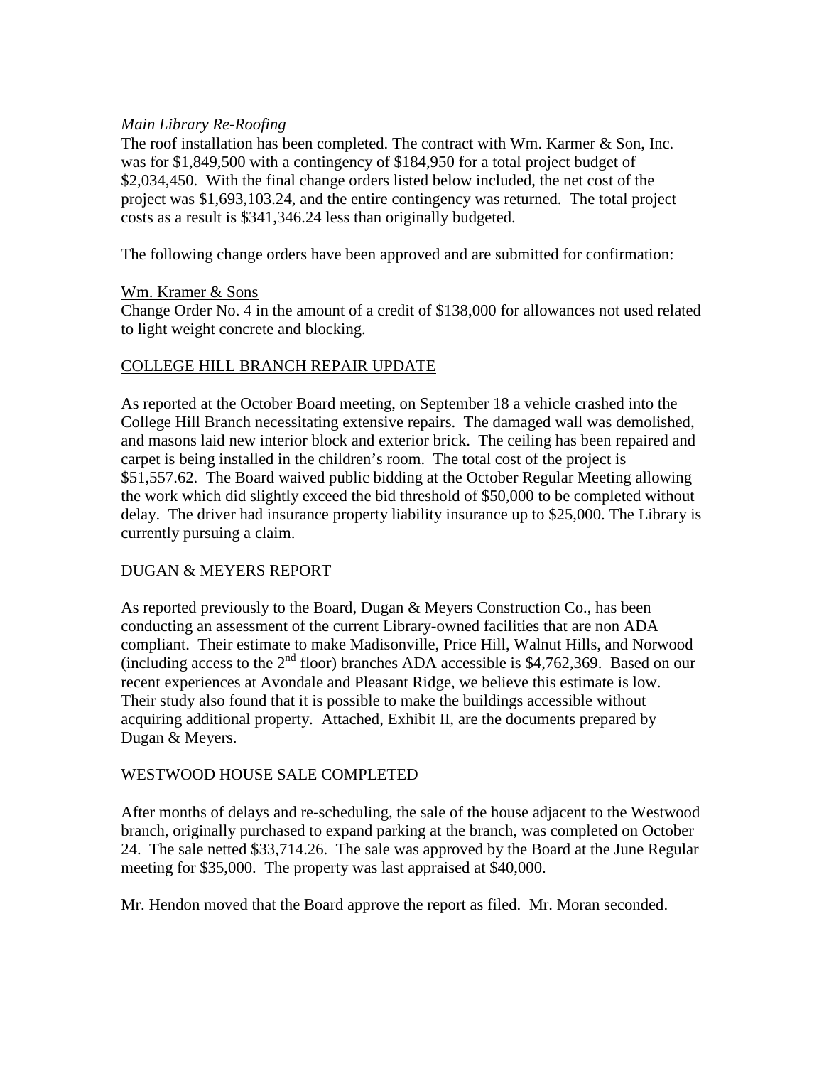*Main Library Re-Roofing*

The roof installation has been completed. The contract with Wm. Karmer & Son, Inc. was for $1,849,500 with a contingency of $184,950 for a total project budget of $2,034,450. With the final change orders listed below included, the net cost of the project was $1,693,103.24, and the entire contingency was returned. The total project costs as a result is $341,346.24 less than originally budgeted.

The following change orders have been approved and are submitted for confirmation:

Wm. Kramer & Sons

Change Order No. 4 in the amount of a credit of $138,000 for allowances not used related to light weight concrete and blocking.

## COLLEGE HILL BRANCH REPAIR UPDATE

As reported at the October Board meeting, on September 18 a vehicle crashed into the College Hill Branch necessitating extensive repairs. The damaged wall was demolished, and masons laid new interior block and exterior brick. The ceiling has been repaired and carpet is being installed in the children's room. The total cost of the project is $51,557.62. The Board waived public bidding at the October Regular Meeting allowing the work which did slightly exceed the bid threshold of $50,000 to be completed without delay. The driver had insurance property liability insurance up to $25,000. The Library is currently pursuing a claim.

## DUGAN & MEYERS REPORT

As reported previously to the Board, Dugan & Meyers Construction Co., has been conducting an assessment of the current Library-owned facilities that are non ADA compliant. Their estimate to make Madisonville, Price Hill, Walnut Hills, and Norwood (including access to the 2nd floor) branches ADA accessible is $4,762,369. Based on our recent experiences at Avondale and Pleasant Ridge, we believe this estimate is low. Their study also found that it is possible to make the buildings accessible without acquiring additional property. Attached, Exhibit II, are the documents prepared by Dugan & Meyers.

## WESTWOOD HOUSE SALE COMPLETED

After months of delays and re-scheduling, the sale of the house adjacent to the Westwood branch, originally purchased to expand parking at the branch, was completed on October 24. The sale netted $33,714.26. The sale was approved by the Board at the June Regular meeting for $35,000. The property was last appraised at $40,000.

Mr. Hendon moved that the Board approve the report as filed. Mr. Moran seconded.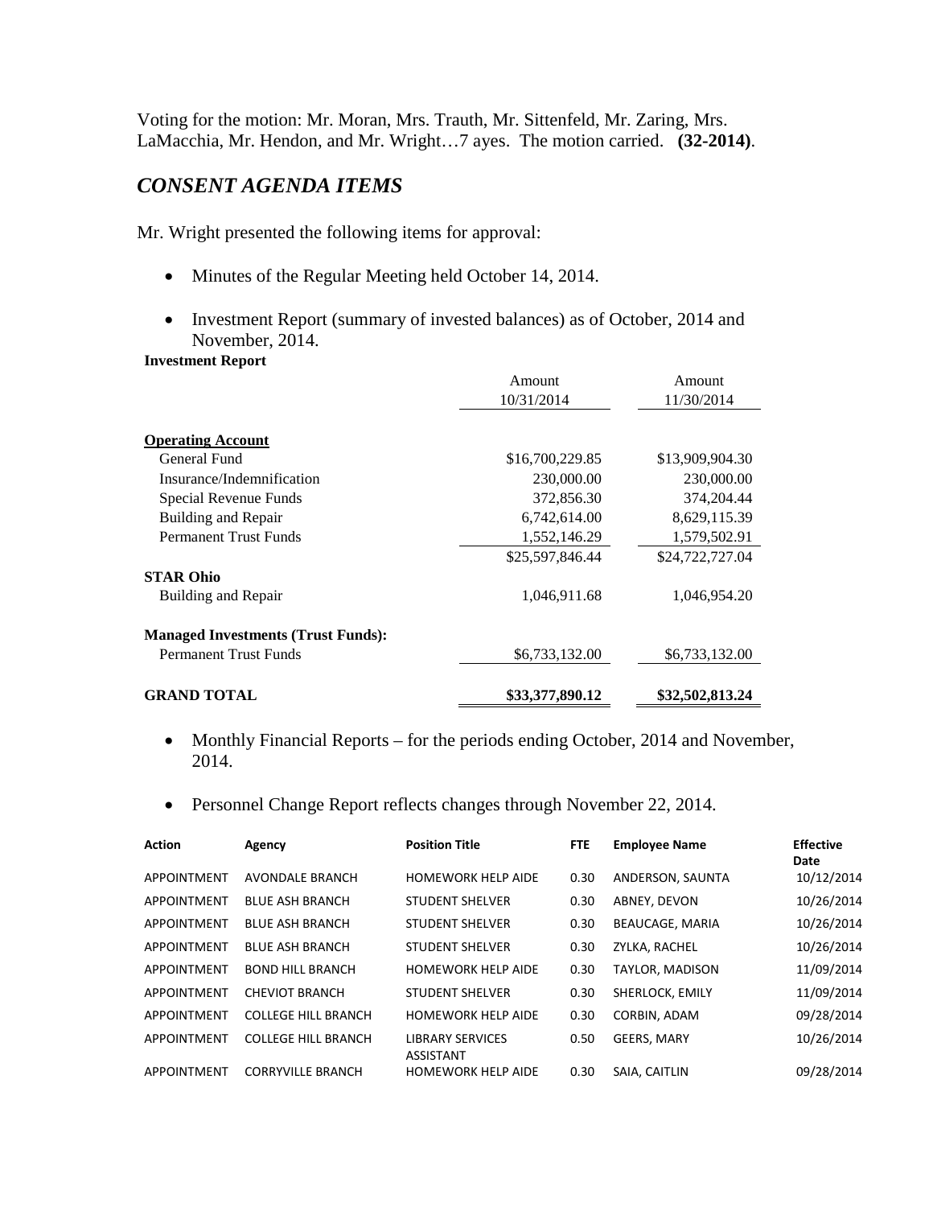Voting for the motion: Mr. Moran, Mrs. Trauth, Mr. Sittenfeld, Mr. Zaring, Mrs. LaMacchia, Mr. Hendon, and Mr. Wright…7 ayes. The motion carried. **(32-2014)**.

## *CONSENT AGENDA ITEMS*

Mr. Wright presented the following items for approval:

- Minutes of the Regular Meeting held October 14, 2014.
- Investment Report (summary of invested balances) as of October, 2014 and November, 2014.

**Investment Report**

| | Amount 10/31/2014 | Amount 11/30/2014 |
|---|---|---|
| **Operating Account** | | |
| General Fund | $16,700,229.85 | $13,909,904.30 |
| Insurance/Indemnification | 230,000.00 | 230,000.00 |
| Special Revenue Funds | 372,856.30 | 374,204.44 |
| Building and Repair | 6,742,614.00 | 8,629,115.39 |
| Permanent Trust Funds | 1,552,146.29 | 1,579,502.91 |
| | $25,597,846.44 | $24,722,727.04 |
| **STAR Ohio** | | |
| Building and Repair | 1,046,911.68 | 1,046,954.20 |
| **Managed Investments (Trust Funds):** | | |
| Permanent Trust Funds | $6,733,132.00 | $6,733,132.00 |
| **GRAND TOTAL** | **$33,377,890.12** | **$32,502,813.24** |

- Monthly Financial Reports – for the periods ending October, 2014 and November, 2014.
- Personnel Change Report reflects changes through November 22, 2014.

| Action | Agency | Position Title | FTE | Employee Name | Effective Date |
|---|---|---|---|---|---|
| APPOINTMENT | AVONDALE BRANCH | HOMEWORK HELP AIDE | 0.30 | ANDERSON, SAUNTA | 10/12/2014 |
| APPOINTMENT | BLUE ASH BRANCH | STUDENT SHELVER | 0.30 | ABNEY, DEVON | 10/26/2014 |
| APPOINTMENT | BLUE ASH BRANCH | STUDENT SHELVER | 0.30 | BEAUCAGE, MARIA | 10/26/2014 |
| APPOINTMENT | BLUE ASH BRANCH | STUDENT SHELVER | 0.30 | ZYLKA, RACHEL | 10/26/2014 |
| APPOINTMENT | BOND HILL BRANCH | HOMEWORK HELP AIDE | 0.30 | TAYLOR, MADISON | 11/09/2014 |
| APPOINTMENT | CHEVIOT BRANCH | STUDENT SHELVER | 0.30 | SHERLOCK, EMILY | 11/09/2014 |
| APPOINTMENT | COLLEGE HILL BRANCH | HOMEWORK HELP AIDE | 0.30 | CORBIN, ADAM | 09/28/2014 |
| APPOINTMENT | COLLEGE HILL BRANCH | LIBRARY SERVICES ASSISTANT | 0.50 | GEERS, MARY | 10/26/2014 |
| APPOINTMENT | CORRYVILLE BRANCH | HOMEWORK HELP AIDE | 0.30 | SAIA, CAITLIN | 09/28/2014 |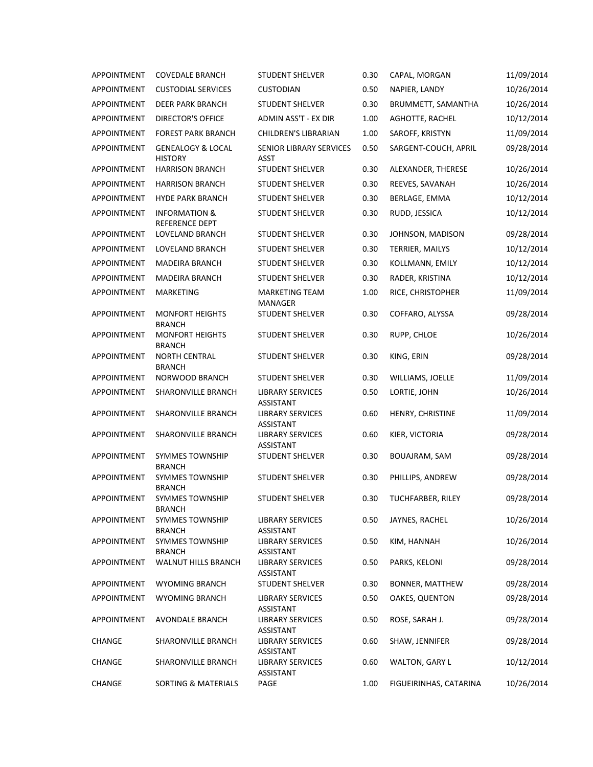| | | | | | |
|---|---|---|---|---|---|
| APPOINTMENT | COVEDALE BRANCH | STUDENT SHELVER | 0.30 | CAPAL, MORGAN | 11/09/2014 |
| APPOINTMENT | CUSTODIAL SERVICES | CUSTODIAN | 0.50 | NAPIER, LANDY | 10/26/2014 |
| APPOINTMENT | DEER PARK BRANCH | STUDENT SHELVER | 0.30 | BRUMMETT, SAMANTHA | 10/26/2014 |
| APPOINTMENT | DIRECTOR'S OFFICE | ADMIN ASS'T - EX DIR | 1.00 | AGHOTTE, RACHEL | 10/12/2014 |
| APPOINTMENT | FOREST PARK BRANCH | CHILDREN'S LIBRARIAN | 1.00 | SAROFF, KRISTYN | 11/09/2014 |
| APPOINTMENT | GENEALOGY & LOCAL HISTORY | SENIOR LIBRARY SERVICES ASST | 0.50 | SARGENT-COUCH, APRIL | 09/28/2014 |
| APPOINTMENT | HARRISON BRANCH | STUDENT SHELVER | 0.30 | ALEXANDER, THERESE | 10/26/2014 |
| APPOINTMENT | HARRISON BRANCH | STUDENT SHELVER | 0.30 | REEVES, SAVANAH | 10/26/2014 |
| APPOINTMENT | HYDE PARK BRANCH | STUDENT SHELVER | 0.30 | BERLAGE, EMMA | 10/12/2014 |
| APPOINTMENT | INFORMATION & REFERENCE DEPT | STUDENT SHELVER | 0.30 | RUDD, JESSICA | 10/12/2014 |
| APPOINTMENT | LOVELAND BRANCH | STUDENT SHELVER | 0.30 | JOHNSON, MADISON | 09/28/2014 |
| APPOINTMENT | LOVELAND BRANCH | STUDENT SHELVER | 0.30 | TERRIER, MAILYS | 10/12/2014 |
| APPOINTMENT | MADEIRA BRANCH | STUDENT SHELVER | 0.30 | KOLLMANN, EMILY | 10/12/2014 |
| APPOINTMENT | MADEIRA BRANCH | STUDENT SHELVER | 0.30 | RADER, KRISTINA | 10/12/2014 |
| APPOINTMENT | MARKETING | MARKETING TEAM MANAGER | 1.00 | RICE, CHRISTOPHER | 11/09/2014 |
| APPOINTMENT | MONFORT HEIGHTS BRANCH | STUDENT SHELVER | 0.30 | COFFARO, ALYSSA | 09/28/2014 |
| APPOINTMENT | MONFORT HEIGHTS BRANCH | STUDENT SHELVER | 0.30 | RUPP, CHLOE | 10/26/2014 |
| APPOINTMENT | NORTH CENTRAL BRANCH | STUDENT SHELVER | 0.30 | KING, ERIN | 09/28/2014 |
| APPOINTMENT | NORWOOD BRANCH | STUDENT SHELVER | 0.30 | WILLIAMS, JOELLE | 11/09/2014 |
| APPOINTMENT | SHARONVILLE BRANCH | LIBRARY SERVICES ASSISTANT | 0.50 | LORTIE, JOHN | 10/26/2014 |
| APPOINTMENT | SHARONVILLE BRANCH | LIBRARY SERVICES ASSISTANT | 0.60 | HENRY, CHRISTINE | 11/09/2014 |
| APPOINTMENT | SHARONVILLE BRANCH | LIBRARY SERVICES ASSISTANT | 0.60 | KIER, VICTORIA | 09/28/2014 |
| APPOINTMENT | SYMMES TOWNSHIP BRANCH | STUDENT SHELVER | 0.30 | BOUAJRAM, SAM | 09/28/2014 |
| APPOINTMENT | SYMMES TOWNSHIP BRANCH | STUDENT SHELVER | 0.30 | PHILLIPS, ANDREW | 09/28/2014 |
| APPOINTMENT | SYMMES TOWNSHIP BRANCH | STUDENT SHELVER | 0.30 | TUCHFARBER, RILEY | 09/28/2014 |
| APPOINTMENT | SYMMES TOWNSHIP BRANCH | LIBRARY SERVICES ASSISTANT | 0.50 | JAYNES, RACHEL | 10/26/2014 |
| APPOINTMENT | SYMMES TOWNSHIP BRANCH | LIBRARY SERVICES ASSISTANT | 0.50 | KIM, HANNAH | 10/26/2014 |
| APPOINTMENT | WALNUT HILLS BRANCH | LIBRARY SERVICES ASSISTANT | 0.50 | PARKS, KELONI | 09/28/2014 |
| APPOINTMENT | WYOMING BRANCH | STUDENT SHELVER | 0.30 | BONNER, MATTHEW | 09/28/2014 |
| APPOINTMENT | WYOMING BRANCH | LIBRARY SERVICES ASSISTANT | 0.50 | OAKES, QUENTON | 09/28/2014 |
| APPOINTMENT | AVONDALE BRANCH | LIBRARY SERVICES ASSISTANT | 0.50 | ROSE, SARAH J. | 09/28/2014 |
| CHANGE | SHARONVILLE BRANCH | LIBRARY SERVICES ASSISTANT | 0.60 | SHAW, JENNIFER | 09/28/2014 |
| CHANGE | SHARONVILLE BRANCH | LIBRARY SERVICES ASSISTANT | 0.60 | WALTON, GARY L | 10/12/2014 |
| CHANGE | SORTING & MATERIALS | PAGE | 1.00 | FIGUEIRINHAS, CATARINA | 10/26/2014 |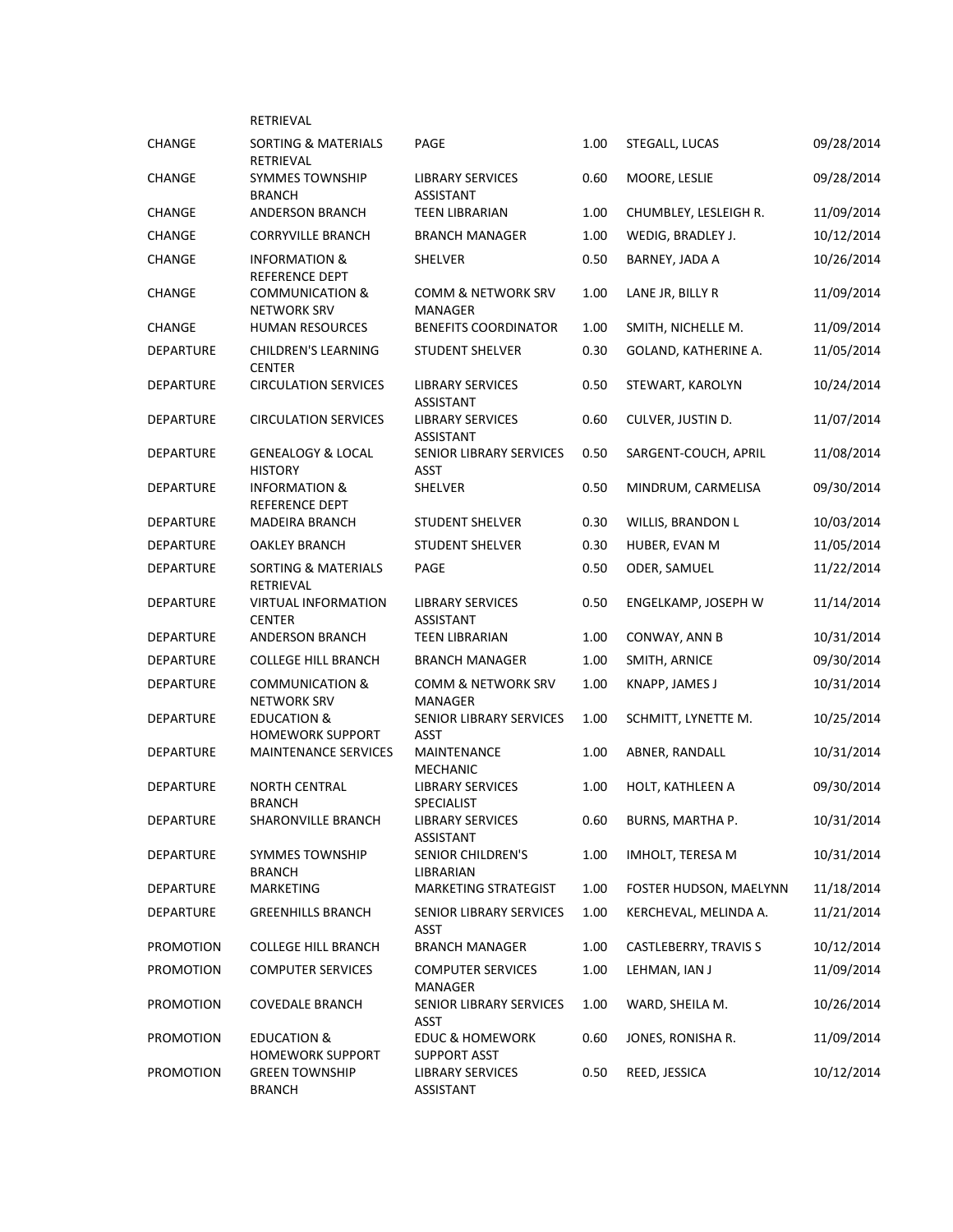| | RETRIEVAL | | | | |
|---|---|---|---|---|---|
| CHANGE | SORTING & MATERIALS RETRIEVAL | PAGE | 1.00 | STEGALL, LUCAS | 09/28/2014 |
| CHANGE | SYMMES TOWNSHIP BRANCH | LIBRARY SERVICES ASSISTANT | 0.60 | MOORE, LESLIE | 09/28/2014 |
| CHANGE | ANDERSON BRANCH | TEEN LIBRARIAN | 1.00 | CHUMBLEY, LESLEIGH R. | 11/09/2014 |
| CHANGE | CORRYVILLE BRANCH | BRANCH MANAGER | 1.00 | WEDIG, BRADLEY J. | 10/12/2014 |
| CHANGE | INFORMATION & REFERENCE DEPT | SHELVER | 0.50 | BARNEY, JADA A | 10/26/2014 |
| CHANGE | COMMUNICATION & NETWORK SRV | COMM & NETWORK SRV MANAGER | 1.00 | LANE JR, BILLY R | 11/09/2014 |
| CHANGE | HUMAN RESOURCES | BENEFITS COORDINATOR | 1.00 | SMITH, NICHELLE M. | 11/09/2014 |
| DEPARTURE | CHILDREN'S LEARNING CENTER | STUDENT SHELVER | 0.30 | GOLAND, KATHERINE A. | 11/05/2014 |
| DEPARTURE | CIRCULATION SERVICES | LIBRARY SERVICES ASSISTANT | 0.50 | STEWART, KAROLYN | 10/24/2014 |
| DEPARTURE | CIRCULATION SERVICES | LIBRARY SERVICES ASSISTANT | 0.60 | CULVER, JUSTIN D. | 11/07/2014 |
| DEPARTURE | GENEALOGY & LOCAL HISTORY | SENIOR LIBRARY SERVICES ASST | 0.50 | SARGENT-COUCH, APRIL | 11/08/2014 |
| DEPARTURE | INFORMATION & REFERENCE DEPT | SHELVER | 0.50 | MINDRUM, CARMELISA | 09/30/2014 |
| DEPARTURE | MADEIRA BRANCH | STUDENT SHELVER | 0.30 | WILLIS, BRANDON L | 10/03/2014 |
| DEPARTURE | OAKLEY BRANCH | STUDENT SHELVER | 0.30 | HUBER, EVAN M | 11/05/2014 |
| DEPARTURE | SORTING & MATERIALS RETRIEVAL | PAGE | 0.50 | ODER, SAMUEL | 11/22/2014 |
| DEPARTURE | VIRTUAL INFORMATION CENTER | LIBRARY SERVICES ASSISTANT | 0.50 | ENGELKAMP, JOSEPH W | 11/14/2014 |
| DEPARTURE | ANDERSON BRANCH | TEEN LIBRARIAN | 1.00 | CONWAY, ANN B | 10/31/2014 |
| DEPARTURE | COLLEGE HILL BRANCH | BRANCH MANAGER | 1.00 | SMITH, ARNICE | 09/30/2014 |
| DEPARTURE | COMMUNICATION & NETWORK SRV | COMM & NETWORK SRV MANAGER | 1.00 | KNAPP, JAMES J | 10/31/2014 |
| DEPARTURE | EDUCATION & HOMEWORK SUPPORT | SENIOR LIBRARY SERVICES ASST | 1.00 | SCHMITT, LYNETTE M. | 10/25/2014 |
| DEPARTURE | MAINTENANCE SERVICES | MAINTENANCE MECHANIC | 1.00 | ABNER, RANDALL | 10/31/2014 |
| DEPARTURE | NORTH CENTRAL BRANCH | LIBRARY SERVICES SPECIALIST | 1.00 | HOLT, KATHLEEN A | 09/30/2014 |
| DEPARTURE | SHARONVILLE BRANCH | LIBRARY SERVICES ASSISTANT | 0.60 | BURNS, MARTHA P. | 10/31/2014 |
| DEPARTURE | SYMMES TOWNSHIP BRANCH | SENIOR CHILDREN'S LIBRARIAN | 1.00 | IMHOLT, TERESA M | 10/31/2014 |
| DEPARTURE | MARKETING | MARKETING STRATEGIST | 1.00 | FOSTER HUDSON, MAELYNN | 11/18/2014 |
| DEPARTURE | GREENHILLS BRANCH | SENIOR LIBRARY SERVICES ASST | 1.00 | KERCHEVAL, MELINDA A. | 11/21/2014 |
| PROMOTION | COLLEGE HILL BRANCH | BRANCH MANAGER | 1.00 | CASTLEBERRY, TRAVIS S | 10/12/2014 |
| PROMOTION | COMPUTER SERVICES | COMPUTER SERVICES MANAGER | 1.00 | LEHMAN, IAN J | 11/09/2014 |
| PROMOTION | COVEDALE BRANCH | SENIOR LIBRARY SERVICES ASST | 1.00 | WARD, SHEILA M. | 10/26/2014 |
| PROMOTION | EDUCATION & HOMEWORK SUPPORT | EDUC & HOMEWORK SUPPORT ASST | 0.60 | JONES, RONISHA R. | 11/09/2014 |
| PROMOTION | GREEN TOWNSHIP BRANCH | LIBRARY SERVICES ASSISTANT | 0.50 | REED, JESSICA | 10/12/2014 |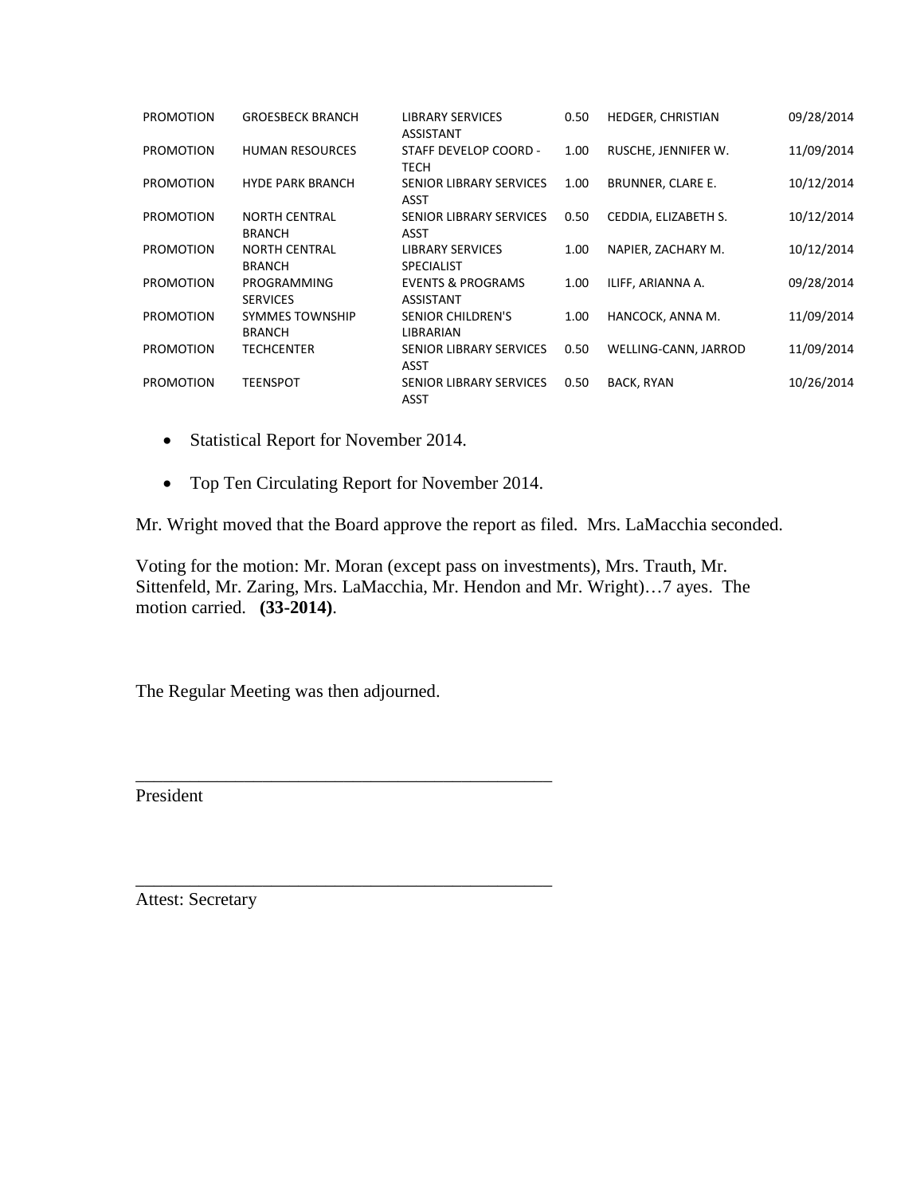| | | | | | |
|---|---|---|---|---|---|
| PROMOTION | GROESBECK BRANCH | LIBRARY SERVICES ASSISTANT | 0.50 | HEDGER, CHRISTIAN | 09/28/2014 |
| PROMOTION | HUMAN RESOURCES | STAFF DEVELOP COORD - TECH | 1.00 | RUSCHE, JENNIFER W. | 11/09/2014 |
| PROMOTION | HYDE PARK BRANCH | SENIOR LIBRARY SERVICES ASST | 1.00 | BRUNNER, CLARE E. | 10/12/2014 |
| PROMOTION | NORTH CENTRAL BRANCH | SENIOR LIBRARY SERVICES ASST | 0.50 | CEDDIA, ELIZABETH S. | 10/12/2014 |
| PROMOTION | NORTH CENTRAL BRANCH | LIBRARY SERVICES SPECIALIST | 1.00 | NAPIER, ZACHARY M. | 10/12/2014 |
| PROMOTION | PROGRAMMING SERVICES | EVENTS & PROGRAMS ASSISTANT | 1.00 | ILIFF, ARIANNA A. | 09/28/2014 |
| PROMOTION | SYMMES TOWNSHIP BRANCH | SENIOR CHILDREN'S LIBRARIAN | 1.00 | HANCOCK, ANNA M. | 11/09/2014 |
| PROMOTION | TECHCENTER | SENIOR LIBRARY SERVICES ASST | 0.50 | WELLING-CANN, JARROD | 11/09/2014 |
| PROMOTION | TEENSPOT | SENIOR LIBRARY SERVICES ASST | 0.50 | BACK, RYAN | 10/26/2014 |

- Statistical Report for November 2014.
- Top Ten Circulating Report for November 2014.

Mr. Wright moved that the Board approve the report as filed. Mrs. LaMacchia seconded.

Voting for the motion: Mr. Moran (except pass on investments), Mrs. Trauth, Mr. Sittenfeld, Mr. Zaring, Mrs. LaMacchia, Mr. Hendon and Mr. Wright)…7 ayes. The motion carried. **(33-2014)**.

The Regular Meeting was then adjourned.

_______________________________________________
President

_______________________________________________
Attest: Secretary